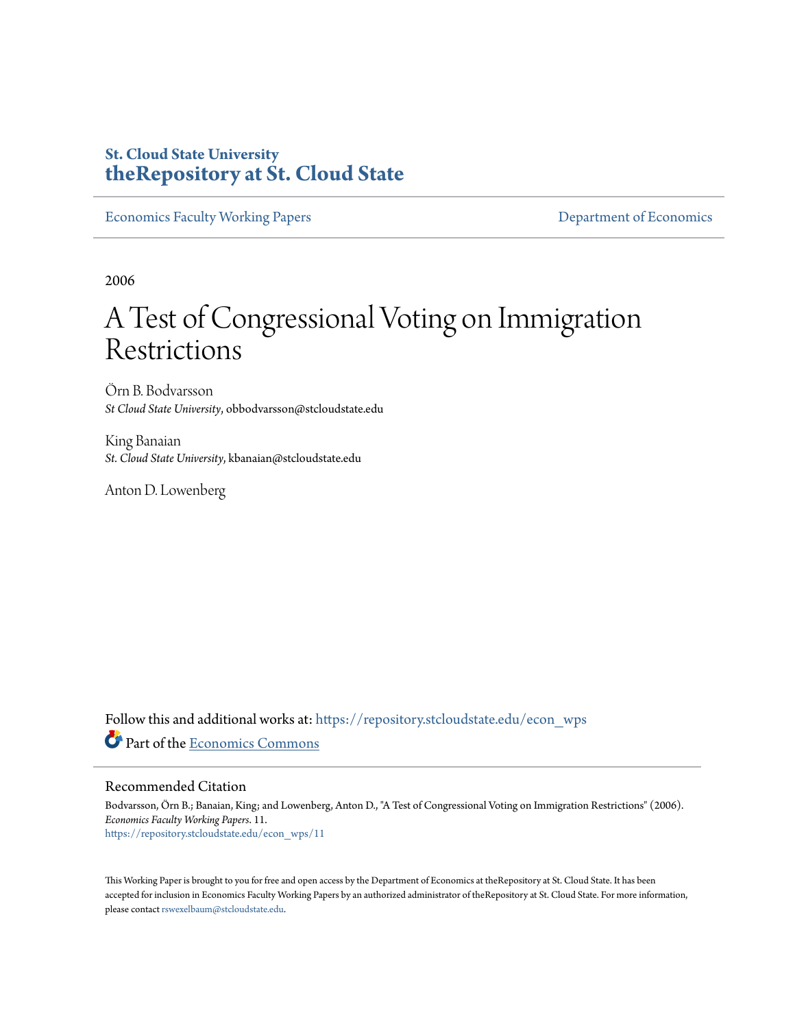St. Cloud State University

**theRepository at St. Cloud State**

Economics Faculty Working Papers | Department of Economics

2006

# A Test of Congressional Voting on Immigration Restrictions

Örn B. Bodvarsson
*St Cloud State University*, obbodvarsson@stcloudstate.edu

King Banaian
*St. Cloud State University*, kbanaian@stcloudstate.edu

Anton D. Lowenberg

Follow this and additional works at: https://repository.stcloudstate.edu/econ_wps

Part of the Economics Commons

## Recommended Citation

Bodvarsson, Örn B.; Banaian, King; and Lowenberg, Anton D., "A Test of Congressional Voting on Immigration Restrictions" (2006). *Economics Faculty Working Papers*. 11.
https://repository.stcloudstate.edu/econ_wps/11

This Working Paper is brought to you for free and open access by the Department of Economics at theRepository at St. Cloud State. It has been accepted for inclusion in Economics Faculty Working Papers by an authorized administrator of theRepository at St. Cloud State. For more information, please contact rswexelbaum@stcloudstate.edu.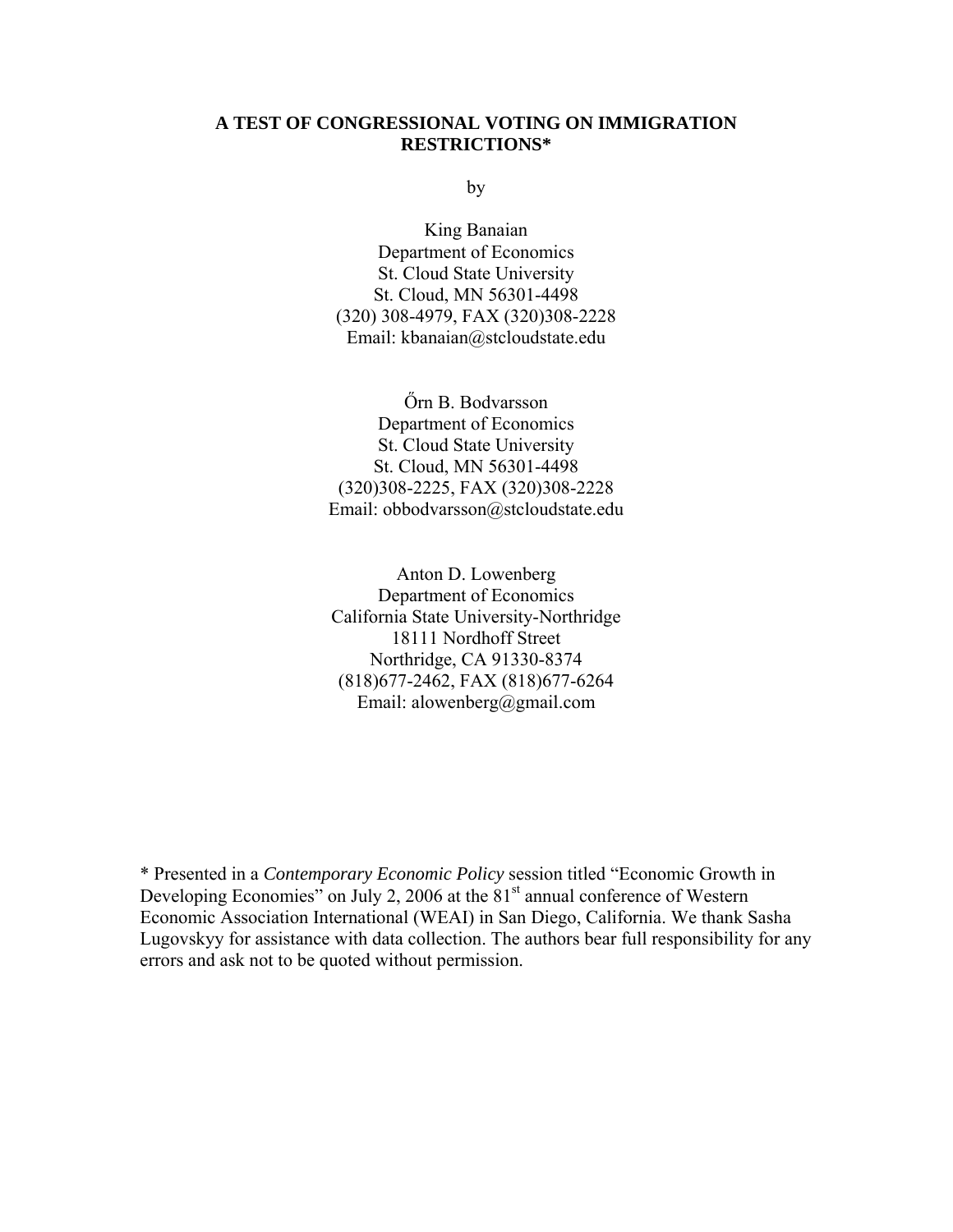# A TEST OF CONGRESSIONAL VOTING ON IMMIGRATION RESTRICTIONS*

by

King Banaian
Department of Economics
St. Cloud State University
St. Cloud, MN 56301-4498
(320) 308-4979, FAX (320)308-2228
Email: kbanaian@stcloudstate.edu

Őrn B. Bodvarsson
Department of Economics
St. Cloud State University
St. Cloud, MN 56301-4498
(320)308-2225, FAX (320)308-2228
Email: obbodvarsson@stcloudstate.edu

Anton D. Lowenberg
Department of Economics
California State University-Northridge
18111 Nordhoff Street
Northridge, CA 91330-8374
(818)677-2462, FAX (818)677-6264
Email: alowenberg@gmail.com

\* Presented in a *Contemporary Economic Policy* session titled "Economic Growth in Developing Economies" on July 2, 2006 at the 81st annual conference of Western Economic Association International (WEAI) in San Diego, California. We thank Sasha Lugovskyy for assistance with data collection. The authors bear full responsibility for any errors and ask not to be quoted without permission.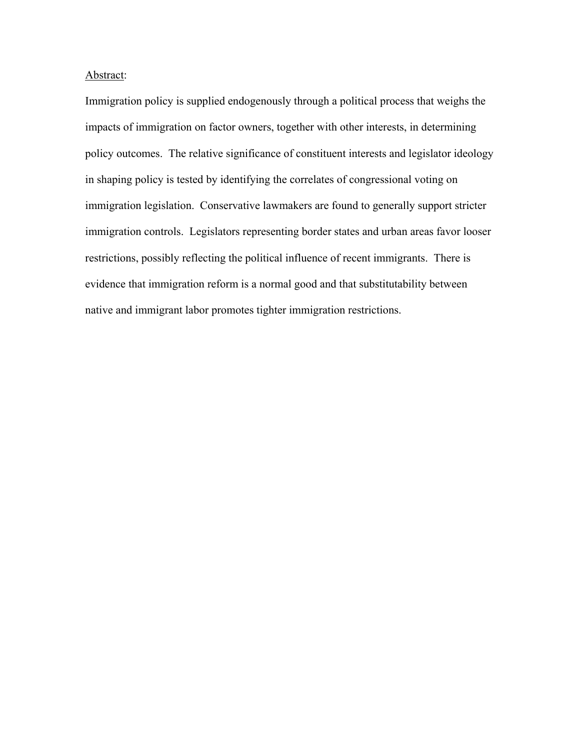Abstract:

Immigration policy is supplied endogenously through a political process that weighs the impacts of immigration on factor owners, together with other interests, in determining policy outcomes. The relative significance of constituent interests and legislator ideology in shaping policy is tested by identifying the correlates of congressional voting on immigration legislation. Conservative lawmakers are found to generally support stricter immigration controls. Legislators representing border states and urban areas favor looser restrictions, possibly reflecting the political influence of recent immigrants. There is evidence that immigration reform is a normal good and that substitutability between native and immigrant labor promotes tighter immigration restrictions.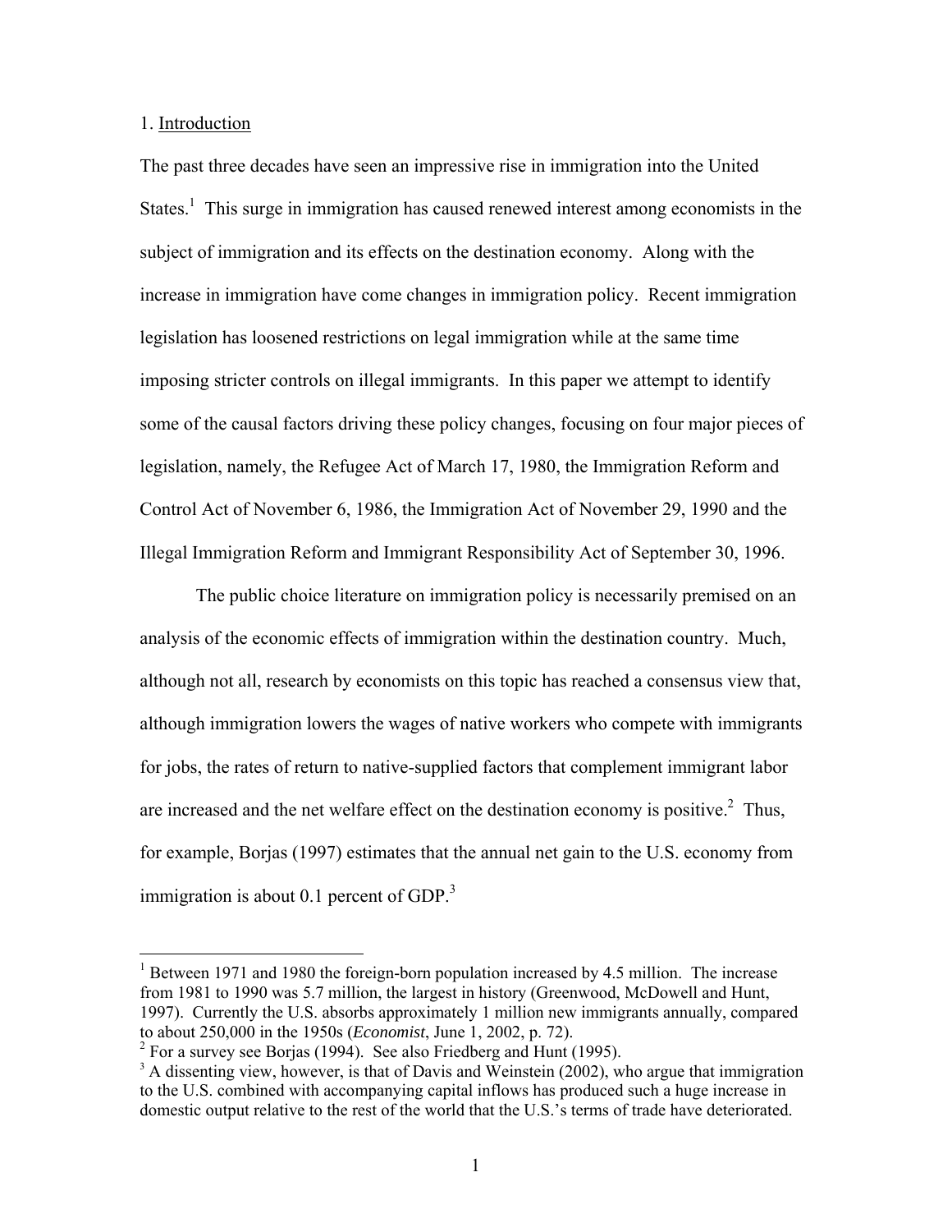## 1. Introduction

The past three decades have seen an impressive rise in immigration into the United States.[1] This surge in immigration has caused renewed interest among economists in the subject of immigration and its effects on the destination economy. Along with the increase in immigration have come changes in immigration policy. Recent immigration legislation has loosened restrictions on legal immigration while at the same time imposing stricter controls on illegal immigrants. In this paper we attempt to identify some of the causal factors driving these policy changes, focusing on four major pieces of legislation, namely, the Refugee Act of March 17, 1980, the Immigration Reform and Control Act of November 6, 1986, the Immigration Act of November 29, 1990 and the Illegal Immigration Reform and Immigrant Responsibility Act of September 30, 1996.

The public choice literature on immigration policy is necessarily premised on an analysis of the economic effects of immigration within the destination country. Much, although not all, research by economists on this topic has reached a consensus view that, although immigration lowers the wages of native workers who compete with immigrants for jobs, the rates of return to native-supplied factors that complement immigrant labor are increased and the net welfare effect on the destination economy is positive.[2] Thus, for example, Borjas (1997) estimates that the annual net gain to the U.S. economy from immigration is about 0.1 percent of GDP.[3]

---

[1] Between 1971 and 1980 the foreign-born population increased by 4.5 million. The increase from 1981 to 1990 was 5.7 million, the largest in history (Greenwood, McDowell and Hunt, 1997). Currently the U.S. absorbs approximately 1 million new immigrants annually, compared to about 250,000 in the 1950s (*Economist*, June 1, 2002, p. 72).

[2] For a survey see Borjas (1994). See also Friedberg and Hunt (1995).

[3] A dissenting view, however, is that of Davis and Weinstein (2002), who argue that immigration to the U.S. combined with accompanying capital inflows has produced such a huge increase in domestic output relative to the rest of the world that the U.S.'s terms of trade have deteriorated.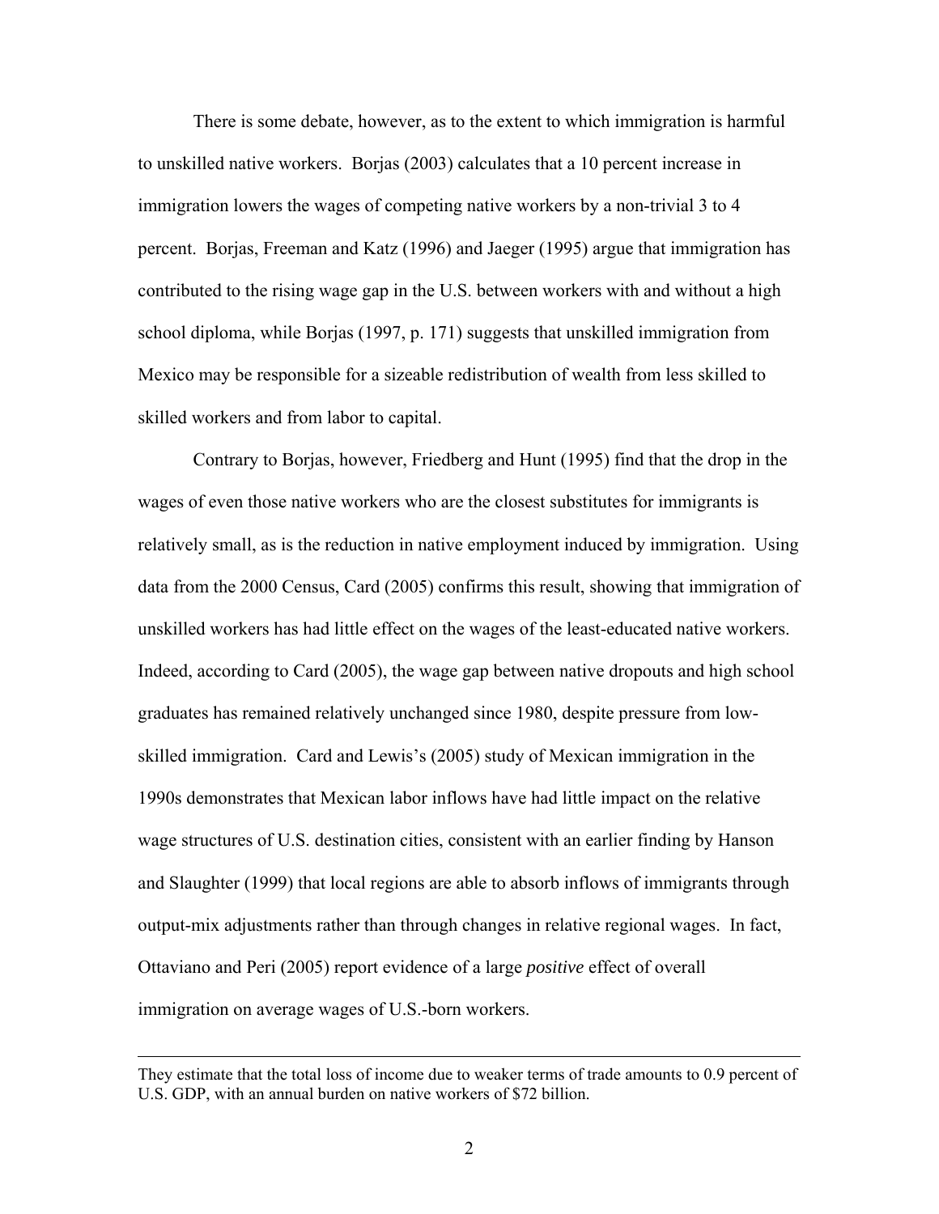There is some debate, however, as to the extent to which immigration is harmful to unskilled native workers. Borjas (2003) calculates that a 10 percent increase in immigration lowers the wages of competing native workers by a non-trivial 3 to 4 percent. Borjas, Freeman and Katz (1996) and Jaeger (1995) argue that immigration has contributed to the rising wage gap in the U.S. between workers with and without a high school diploma, while Borjas (1997, p. 171) suggests that unskilled immigration from Mexico may be responsible for a sizeable redistribution of wealth from less skilled to skilled workers and from labor to capital.

Contrary to Borjas, however, Friedberg and Hunt (1995) find that the drop in the wages of even those native workers who are the closest substitutes for immigrants is relatively small, as is the reduction in native employment induced by immigration. Using data from the 2000 Census, Card (2005) confirms this result, showing that immigration of unskilled workers has had little effect on the wages of the least-educated native workers. Indeed, according to Card (2005), the wage gap between native dropouts and high school graduates has remained relatively unchanged since 1980, despite pressure from low-skilled immigration. Card and Lewis's (2005) study of Mexican immigration in the 1990s demonstrates that Mexican labor inflows have had little impact on the relative wage structures of U.S. destination cities, consistent with an earlier finding by Hanson and Slaughter (1999) that local regions are able to absorb inflows of immigrants through output-mix adjustments rather than through changes in relative regional wages. In fact, Ottaviano and Peri (2005) report evidence of a large *positive* effect of overall immigration on average wages of U.S.-born workers.

---

They estimate that the total loss of income due to weaker terms of trade amounts to 0.9 percent of U.S. GDP, with an annual burden on native workers of $72 billion.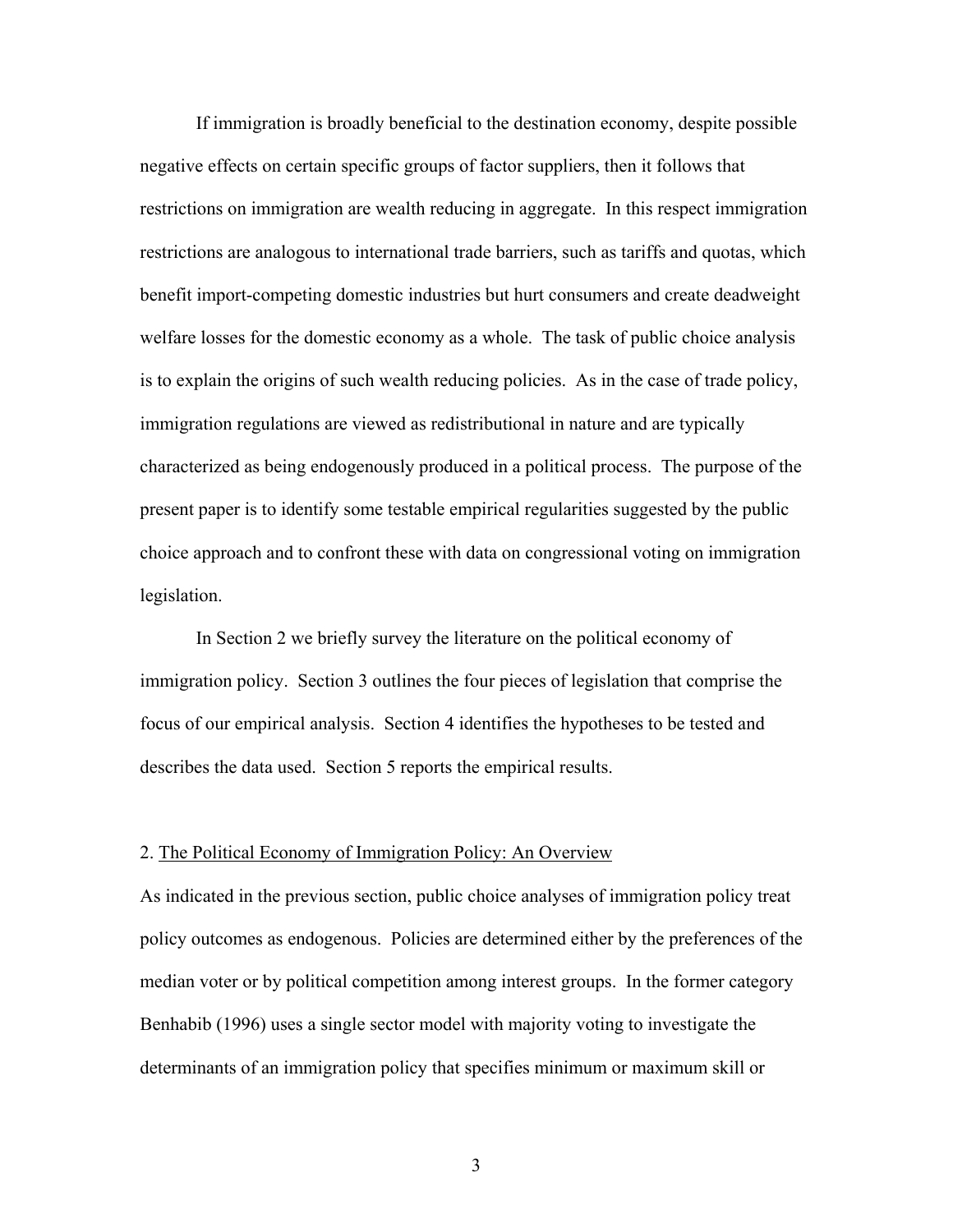If immigration is broadly beneficial to the destination economy, despite possible negative effects on certain specific groups of factor suppliers, then it follows that restrictions on immigration are wealth reducing in aggregate. In this respect immigration restrictions are analogous to international trade barriers, such as tariffs and quotas, which benefit import-competing domestic industries but hurt consumers and create deadweight welfare losses for the domestic economy as a whole. The task of public choice analysis is to explain the origins of such wealth reducing policies. As in the case of trade policy, immigration regulations are viewed as redistributional in nature and are typically characterized as being endogenously produced in a political process. The purpose of the present paper is to identify some testable empirical regularities suggested by the public choice approach and to confront these with data on congressional voting on immigration legislation.

In Section 2 we briefly survey the literature on the political economy of immigration policy. Section 3 outlines the four pieces of legislation that comprise the focus of our empirical analysis. Section 4 identifies the hypotheses to be tested and describes the data used. Section 5 reports the empirical results.

## 2. The Political Economy of Immigration Policy: An Overview

As indicated in the previous section, public choice analyses of immigration policy treat policy outcomes as endogenous. Policies are determined either by the preferences of the median voter or by political competition among interest groups. In the former category Benhabib (1996) uses a single sector model with majority voting to investigate the determinants of an immigration policy that specifies minimum or maximum skill or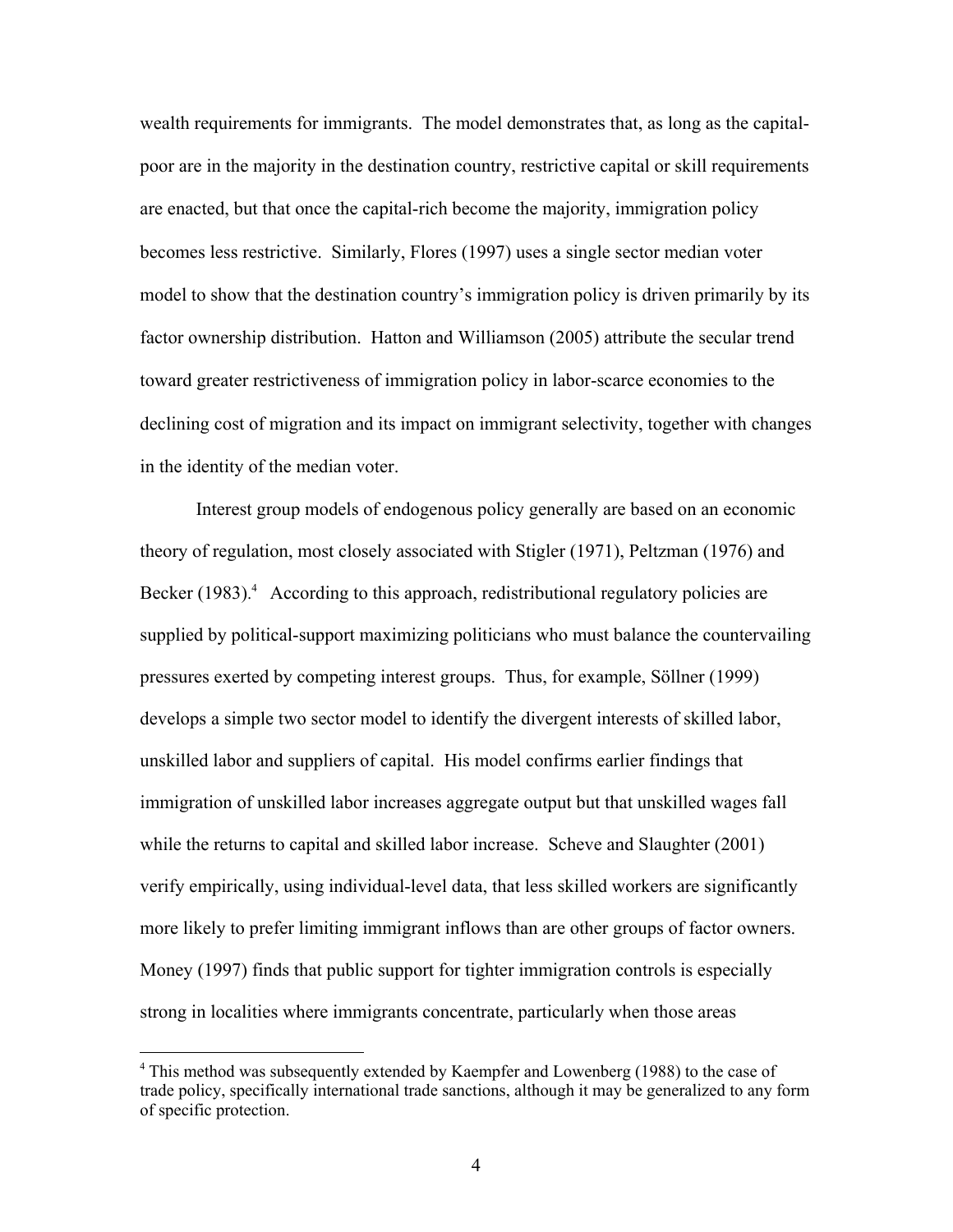wealth requirements for immigrants. The model demonstrates that, as long as the capital-poor are in the majority in the destination country, restrictive capital or skill requirements are enacted, but that once the capital-rich become the majority, immigration policy becomes less restrictive. Similarly, Flores (1997) uses a single sector median voter model to show that the destination country's immigration policy is driven primarily by its factor ownership distribution. Hatton and Williamson (2005) attribute the secular trend toward greater restrictiveness of immigration policy in labor-scarce economies to the declining cost of migration and its impact on immigrant selectivity, together with changes in the identity of the median voter.

Interest group models of endogenous policy generally are based on an economic theory of regulation, most closely associated with Stigler (1971), Peltzman (1976) and Becker (1983).[4] According to this approach, redistributional regulatory policies are supplied by political-support maximizing politicians who must balance the countervailing pressures exerted by competing interest groups. Thus, for example, Söllner (1999) develops a simple two sector model to identify the divergent interests of skilled labor, unskilled labor and suppliers of capital. His model confirms earlier findings that immigration of unskilled labor increases aggregate output but that unskilled wages fall while the returns to capital and skilled labor increase. Scheve and Slaughter (2001) verify empirically, using individual-level data, that less skilled workers are significantly more likely to prefer limiting immigrant inflows than are other groups of factor owners. Money (1997) finds that public support for tighter immigration controls is especially strong in localities where immigrants concentrate, particularly when those areas

[4] This method was subsequently extended by Kaempfer and Lowenberg (1988) to the case of trade policy, specifically international trade sanctions, although it may be generalized to any form of specific protection.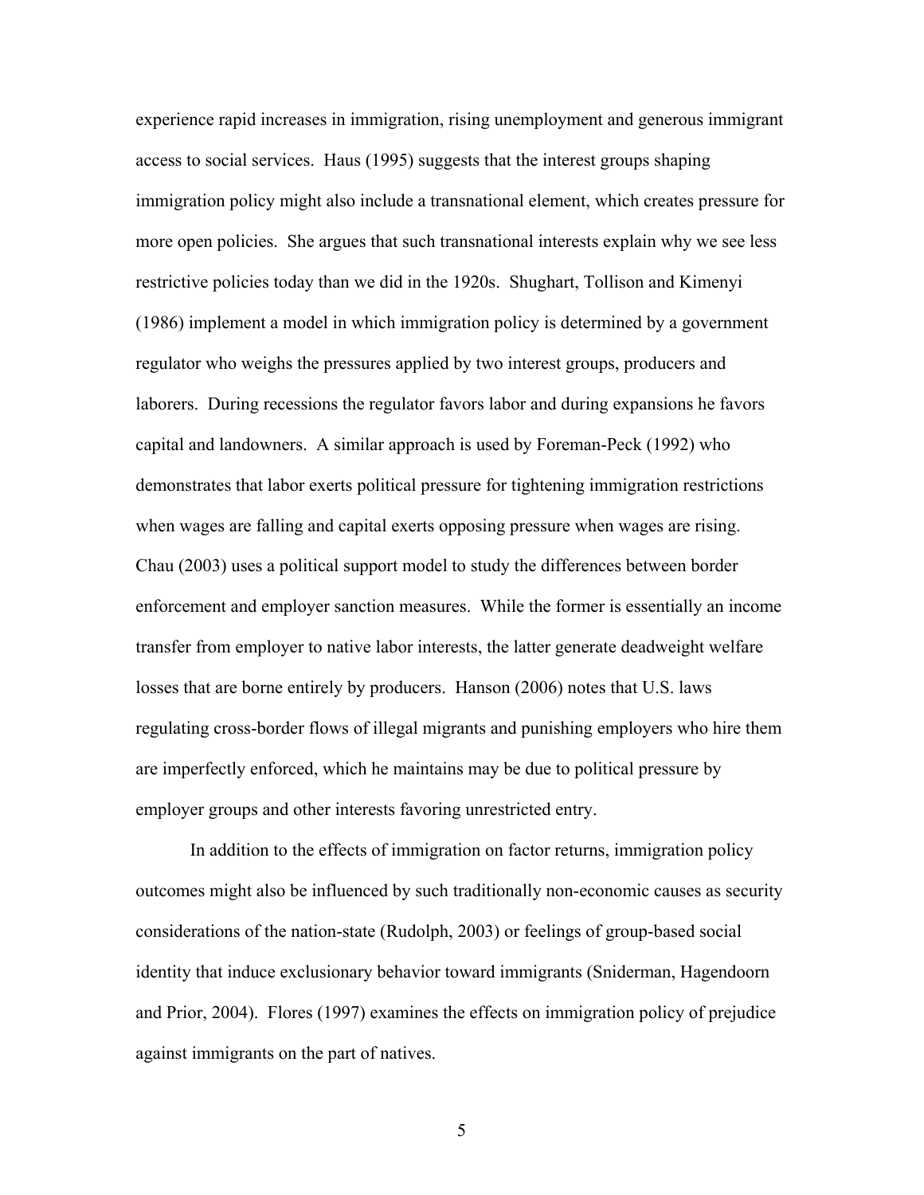experience rapid increases in immigration, rising unemployment and generous immigrant access to social services. Haus (1995) suggests that the interest groups shaping immigration policy might also include a transnational element, which creates pressure for more open policies. She argues that such transnational interests explain why we see less restrictive policies today than we did in the 1920s. Shughart, Tollison and Kimenyi (1986) implement a model in which immigration policy is determined by a government regulator who weighs the pressures applied by two interest groups, producers and laborers. During recessions the regulator favors labor and during expansions he favors capital and landowners. A similar approach is used by Foreman-Peck (1992) who demonstrates that labor exerts political pressure for tightening immigration restrictions when wages are falling and capital exerts opposing pressure when wages are rising. Chau (2003) uses a political support model to study the differences between border enforcement and employer sanction measures. While the former is essentially an income transfer from employer to native labor interests, the latter generate deadweight welfare losses that are borne entirely by producers. Hanson (2006) notes that U.S. laws regulating cross-border flows of illegal migrants and punishing employers who hire them are imperfectly enforced, which he maintains may be due to political pressure by employer groups and other interests favoring unrestricted entry.

In addition to the effects of immigration on factor returns, immigration policy outcomes might also be influenced by such traditionally non-economic causes as security considerations of the nation-state (Rudolph, 2003) or feelings of group-based social identity that induce exclusionary behavior toward immigrants (Sniderman, Hagendoorn and Prior, 2004). Flores (1997) examines the effects on immigration policy of prejudice against immigrants on the part of natives.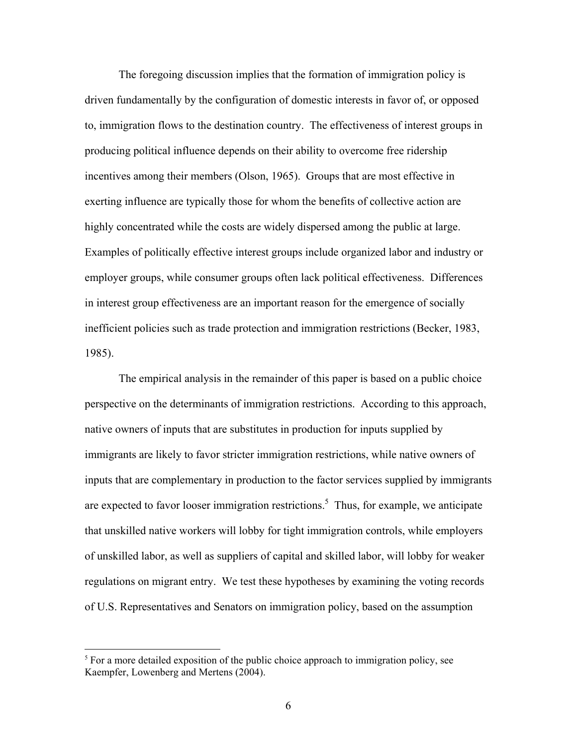The foregoing discussion implies that the formation of immigration policy is driven fundamentally by the configuration of domestic interests in favor of, or opposed to, immigration flows to the destination country. The effectiveness of interest groups in producing political influence depends on their ability to overcome free ridership incentives among their members (Olson, 1965). Groups that are most effective in exerting influence are typically those for whom the benefits of collective action are highly concentrated while the costs are widely dispersed among the public at large. Examples of politically effective interest groups include organized labor and industry or employer groups, while consumer groups often lack political effectiveness. Differences in interest group effectiveness are an important reason for the emergence of socially inefficient policies such as trade protection and immigration restrictions (Becker, 1983, 1985).

The empirical analysis in the remainder of this paper is based on a public choice perspective on the determinants of immigration restrictions. According to this approach, native owners of inputs that are substitutes in production for inputs supplied by immigrants are likely to favor stricter immigration restrictions, while native owners of inputs that are complementary in production to the factor services supplied by immigrants are expected to favor looser immigration restrictions.[5] Thus, for example, we anticipate that unskilled native workers will lobby for tight immigration controls, while employers of unskilled labor, as well as suppliers of capital and skilled labor, will lobby for weaker regulations on migrant entry. We test these hypotheses by examining the voting records of U.S. Representatives and Senators on immigration policy, based on the assumption

---

[5] For a more detailed exposition of the public choice approach to immigration policy, see Kaempfer, Lowenberg and Mertens (2004).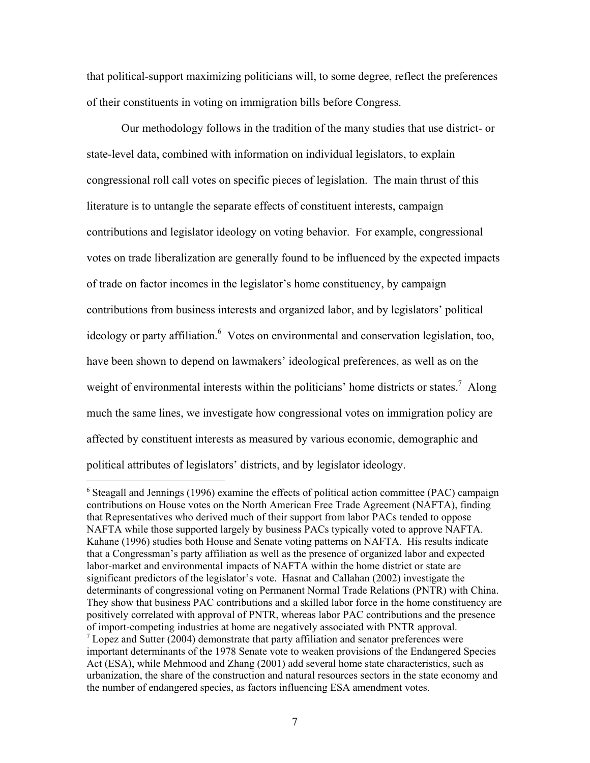that political-support maximizing politicians will, to some degree, reflect the preferences of their constituents in voting on immigration bills before Congress.

Our methodology follows in the tradition of the many studies that use district- or state-level data, combined with information on individual legislators, to explain congressional roll call votes on specific pieces of legislation. The main thrust of this literature is to untangle the separate effects of constituent interests, campaign contributions and legislator ideology on voting behavior. For example, congressional votes on trade liberalization are generally found to be influenced by the expected impacts of trade on factor incomes in the legislator's home constituency, by campaign contributions from business interests and organized labor, and by legislators' political ideology or party affiliation.[6] Votes on environmental and conservation legislation, too, have been shown to depend on lawmakers' ideological preferences, as well as on the weight of environmental interests within the politicians' home districts or states.[7] Along much the same lines, we investigate how congressional votes on immigration policy are affected by constituent interests as measured by various economic, demographic and political attributes of legislators' districts, and by legislator ideology.

---

[6] Steagall and Jennings (1996) examine the effects of political action committee (PAC) campaign contributions on House votes on the North American Free Trade Agreement (NAFTA), finding that Representatives who derived much of their support from labor PACs tended to oppose NAFTA while those supported largely by business PACs typically voted to approve NAFTA. Kahane (1996) studies both House and Senate voting patterns on NAFTA. His results indicate that a Congressman's party affiliation as well as the presence of organized labor and expected labor-market and environmental impacts of NAFTA within the home district or state are significant predictors of the legislator's vote. Hasnat and Callahan (2002) investigate the determinants of congressional voting on Permanent Normal Trade Relations (PNTR) with China. They show that business PAC contributions and a skilled labor force in the home constituency are positively correlated with approval of PNTR, whereas labor PAC contributions and the presence of import-competing industries at home are negatively associated with PNTR approval.

[7] Lopez and Sutter (2004) demonstrate that party affiliation and senator preferences were important determinants of the 1978 Senate vote to weaken provisions of the Endangered Species Act (ESA), while Mehmood and Zhang (2001) add several home state characteristics, such as urbanization, the share of the construction and natural resources sectors in the state economy and the number of endangered species, as factors influencing ESA amendment votes.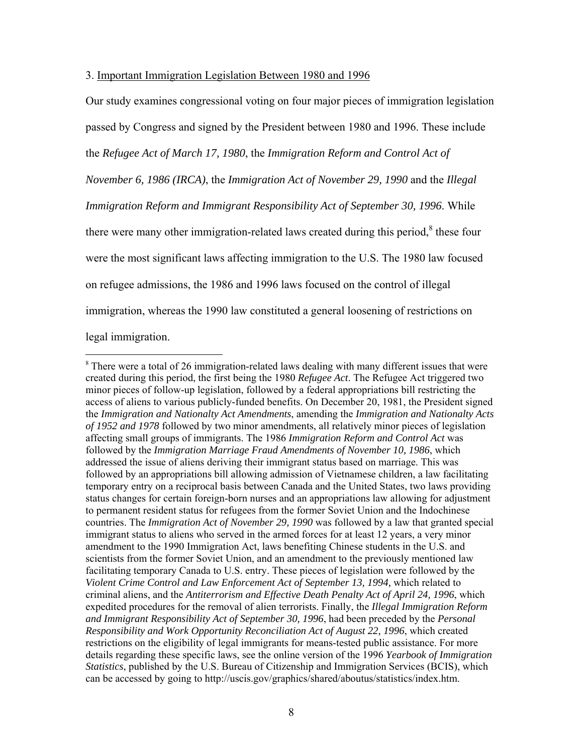3. Important Immigration Legislation Between 1980 and 1996

Our study examines congressional voting on four major pieces of immigration legislation passed by Congress and signed by the President between 1980 and 1996. These include the *Refugee Act of March 17, 1980*, the *Immigration Reform and Control Act of November 6, 1986 (IRCA)*, the *Immigration Act of November 29, 1990* and the *Illegal Immigration Reform and Immigrant Responsibility Act of September 30, 1996*. While there were many other immigration-related laws created during this period,[8] these four were the most significant laws affecting immigration to the U.S. The 1980 law focused on refugee admissions, the 1986 and 1996 laws focused on the control of illegal immigration, whereas the 1990 law constituted a general loosening of restrictions on legal immigration.

---

[8] There were a total of 26 immigration-related laws dealing with many different issues that were created during this period, the first being the 1980 *Refugee Act*. The Refugee Act triggered two minor pieces of follow-up legislation, followed by a federal appropriations bill restricting the access of aliens to various publicly-funded benefits. On December 20, 1981, the President signed the *Immigration and Nationalty Act Amendments*, amending the *Immigration and Nationalty Acts of 1952 and 1978* followed by two minor amendments, all relatively minor pieces of legislation affecting small groups of immigrants. The 1986 *Immigration Reform and Control Act* was followed by the *Immigration Marriage Fraud Amendments of November 10, 1986*, which addressed the issue of aliens deriving their immigrant status based on marriage. This was followed by an appropriations bill allowing admission of Vietnamese children, a law facilitating temporary entry on a reciprocal basis between Canada and the United States, two laws providing status changes for certain foreign-born nurses and an appropriations law allowing for adjustment to permanent resident status for refugees from the former Soviet Union and the Indochinese countries. The *Immigration Act of November 29, 1990* was followed by a law that granted special immigrant status to aliens who served in the armed forces for at least 12 years, a very minor amendment to the 1990 Immigration Act, laws benefiting Chinese students in the U.S. and scientists from the former Soviet Union, and an amendment to the previously mentioned law facilitating temporary Canada to U.S. entry. These pieces of legislation were followed by the *Violent Crime Control and Law Enforcement Act of September 13, 1994,* which related to criminal aliens, and the *Antiterrorism and Effective Death Penalty Act of April 24, 1996*, which expedited procedures for the removal of alien terrorists. Finally, the *Illegal Immigration Reform and Immigrant Responsibility Act of September 30, 1996*, had been preceded by the *Personal Responsibility and Work Opportunity Reconciliation Act of August 22, 1996*, which created restrictions on the eligibility of legal immigrants for means-tested public assistance. For more details regarding these specific laws, see the online version of the 1996 *Yearbook of Immigration Statistics*, published by the U.S. Bureau of Citizenship and Immigration Services (BCIS), which can be accessed by going to http://uscis.gov/graphics/shared/aboutus/statistics/index.htm.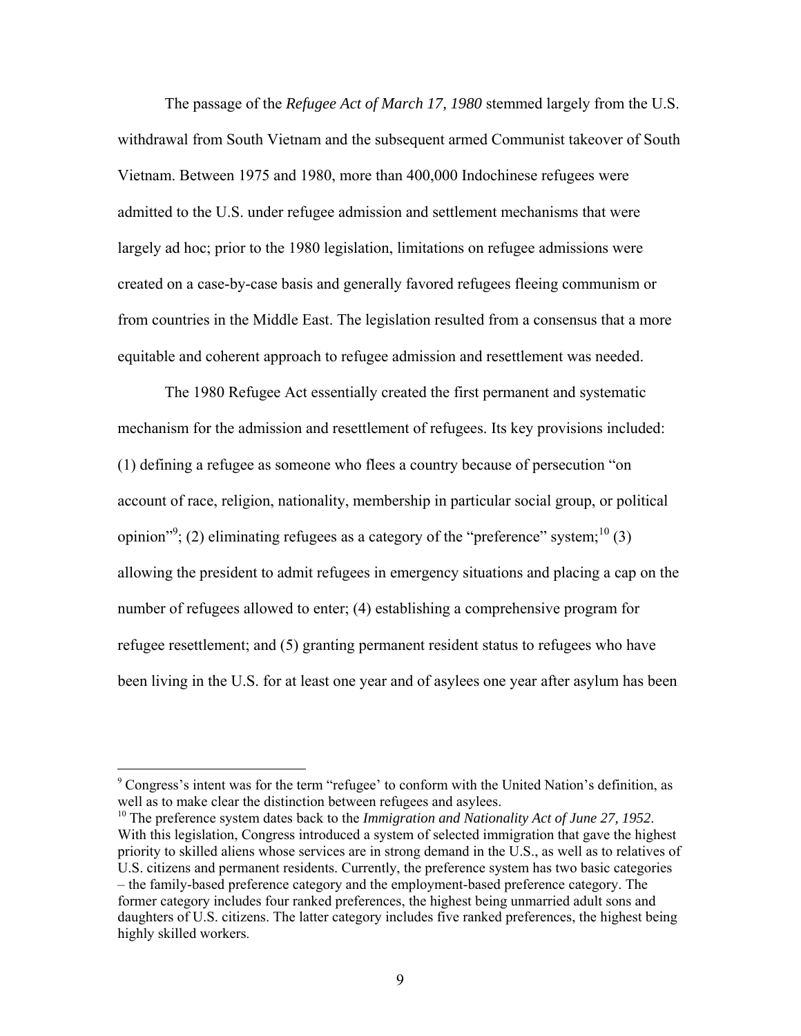The passage of the *Refugee Act of March 17, 1980* stemmed largely from the U.S. withdrawal from South Vietnam and the subsequent armed Communist takeover of South Vietnam. Between 1975 and 1980, more than 400,000 Indochinese refugees were admitted to the U.S. under refugee admission and settlement mechanisms that were largely ad hoc; prior to the 1980 legislation, limitations on refugee admissions were created on a case-by-case basis and generally favored refugees fleeing communism or from countries in the Middle East. The legislation resulted from a consensus that a more equitable and coherent approach to refugee admission and resettlement was needed.

The 1980 Refugee Act essentially created the first permanent and systematic mechanism for the admission and resettlement of refugees. Its key provisions included: (1) defining a refugee as someone who flees a country because of persecution "on account of race, religion, nationality, membership in particular social group, or political opinion"[9]; (2) eliminating refugees as a category of the "preference" system;[10] (3) allowing the president to admit refugees in emergency situations and placing a cap on the number of refugees allowed to enter; (4) establishing a comprehensive program for refugee resettlement; and (5) granting permanent resident status to refugees who have been living in the U.S. for at least one year and of asylees one year after asylum has been

---

[9] Congress's intent was for the term "refugee' to conform with the United Nation's definition, as well as to make clear the distinction between refugees and asylees.

[10] The preference system dates back to the *Immigration and Nationality Act of June 27, 1952*. With this legislation, Congress introduced a system of selected immigration that gave the highest priority to skilled aliens whose services are in strong demand in the U.S., as well as to relatives of U.S. citizens and permanent residents. Currently, the preference system has two basic categories – the family-based preference category and the employment-based preference category. The former category includes four ranked preferences, the highest being unmarried adult sons and daughters of U.S. citizens. The latter category includes five ranked preferences, the highest being highly skilled workers.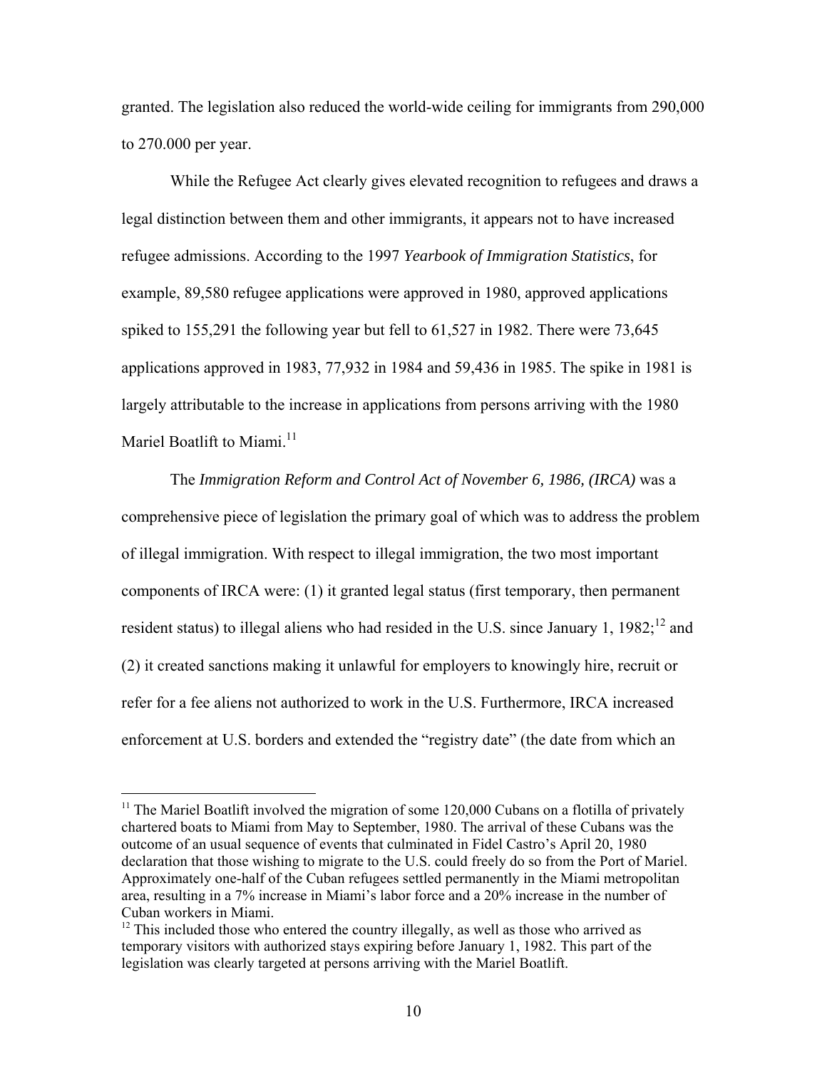granted. The legislation also reduced the world-wide ceiling for immigrants from 290,000 to 270.000 per year.

While the Refugee Act clearly gives elevated recognition to refugees and draws a legal distinction between them and other immigrants, it appears not to have increased refugee admissions. According to the 1997 *Yearbook of Immigration Statistics*, for example, 89,580 refugee applications were approved in 1980, approved applications spiked to 155,291 the following year but fell to 61,527 in 1982. There were 73,645 applications approved in 1983, 77,932 in 1984 and 59,436 in 1985. The spike in 1981 is largely attributable to the increase in applications from persons arriving with the 1980 Mariel Boatlift to Miami.[11]

The *Immigration Reform and Control Act of November 6, 1986, (IRCA)* was a comprehensive piece of legislation the primary goal of which was to address the problem of illegal immigration. With respect to illegal immigration, the two most important components of IRCA were: (1) it granted legal status (first temporary, then permanent resident status) to illegal aliens who had resided in the U.S. since January 1, 1982;[12] and (2) it created sanctions making it unlawful for employers to knowingly hire, recruit or refer for a fee aliens not authorized to work in the U.S. Furthermore, IRCA increased enforcement at U.S. borders and extended the "registry date" (the date from which an

---

[11] The Mariel Boatlift involved the migration of some 120,000 Cubans on a flotilla of privately chartered boats to Miami from May to September, 1980. The arrival of these Cubans was the outcome of an usual sequence of events that culminated in Fidel Castro's April 20, 1980 declaration that those wishing to migrate to the U.S. could freely do so from the Port of Mariel. Approximately one-half of the Cuban refugees settled permanently in the Miami metropolitan area, resulting in a 7% increase in Miami's labor force and a 20% increase in the number of Cuban workers in Miami.

[12] This included those who entered the country illegally, as well as those who arrived as temporary visitors with authorized stays expiring before January 1, 1982. This part of the legislation was clearly targeted at persons arriving with the Mariel Boatlift.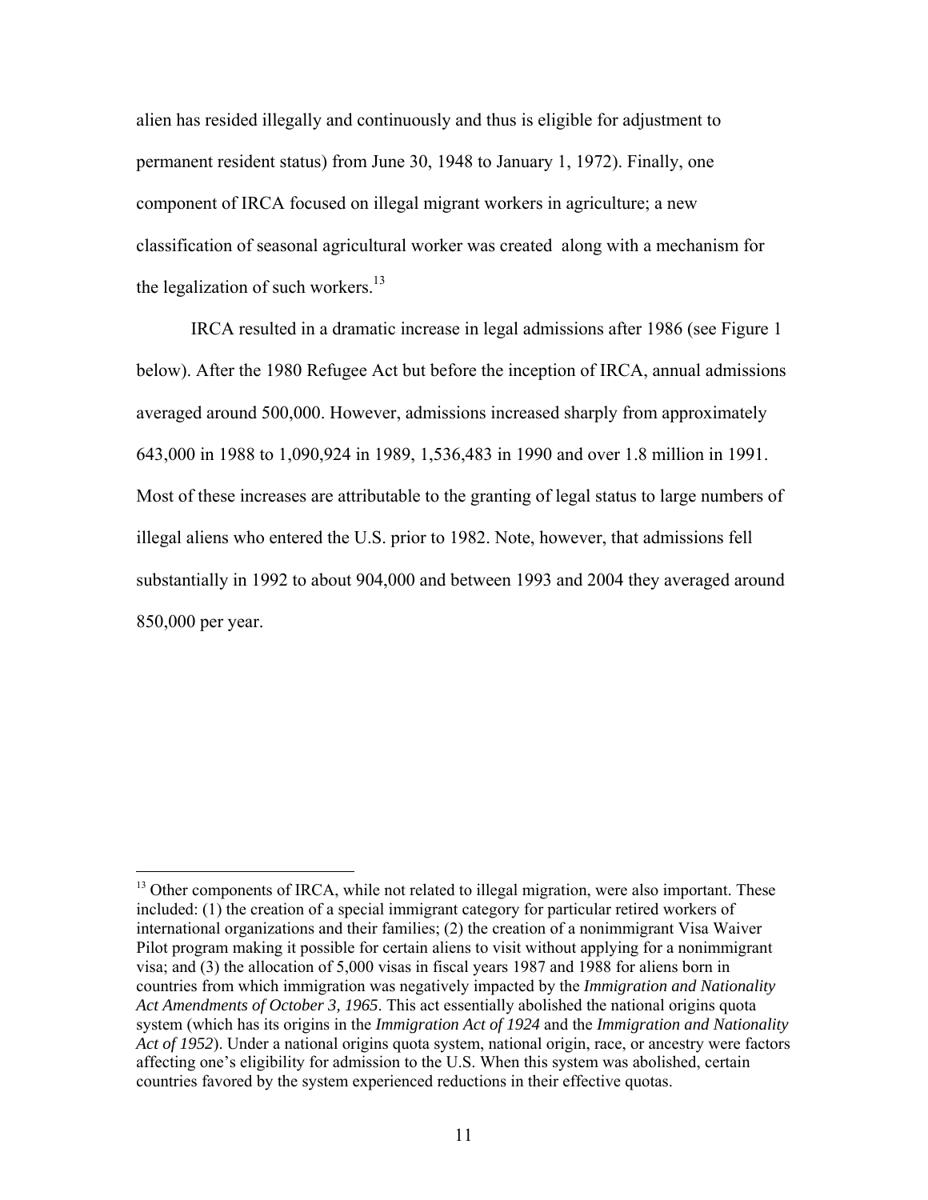alien has resided illegally and continuously and thus is eligible for adjustment to permanent resident status) from June 30, 1948 to January 1, 1972). Finally, one component of IRCA focused on illegal migrant workers in agriculture; a new classification of seasonal agricultural worker was created along with a mechanism for the legalization of such workers.[13]

IRCA resulted in a dramatic increase in legal admissions after 1986 (see Figure 1 below). After the 1980 Refugee Act but before the inception of IRCA, annual admissions averaged around 500,000. However, admissions increased sharply from approximately 643,000 in 1988 to 1,090,924 in 1989, 1,536,483 in 1990 and over 1.8 million in 1991. Most of these increases are attributable to the granting of legal status to large numbers of illegal aliens who entered the U.S. prior to 1982. Note, however, that admissions fell substantially in 1992 to about 904,000 and between 1993 and 2004 they averaged around 850,000 per year.

---

[13] Other components of IRCA, while not related to illegal migration, were also important. These included: (1) the creation of a special immigrant category for particular retired workers of international organizations and their families; (2) the creation of a nonimmigrant Visa Waiver Pilot program making it possible for certain aliens to visit without applying for a nonimmigrant visa; and (3) the allocation of 5,000 visas in fiscal years 1987 and 1988 for aliens born in countries from which immigration was negatively impacted by the *Immigration and Nationality Act Amendments of October 3, 1965*. This act essentially abolished the national origins quota system (which has its origins in the *Immigration Act of 1924* and the *Immigration and Nationality Act of 1952*). Under a national origins quota system, national origin, race, or ancestry were factors affecting one's eligibility for admission to the U.S. When this system was abolished, certain countries favored by the system experienced reductions in their effective quotas.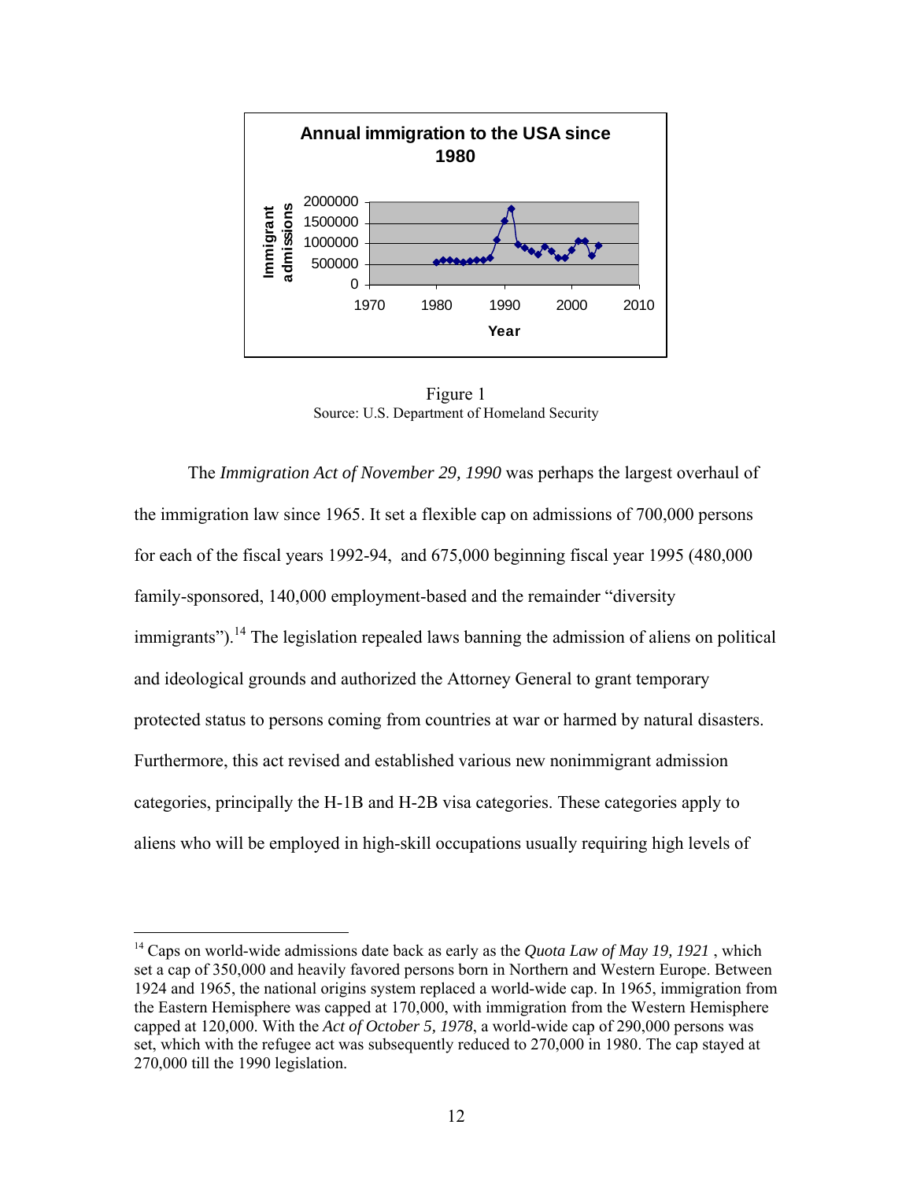Figure 1
Source: U.S. Department of Homeland Security

The *Immigration Act of November 29, 1990* was perhaps the largest overhaul of the immigration law since 1965. It set a flexible cap on admissions of 700,000 persons for each of the fiscal years 1992-94, and 675,000 beginning fiscal year 1995 (480,000 family-sponsored, 140,000 employment-based and the remainder "diversity immigrants").[14] The legislation repealed laws banning the admission of aliens on political and ideological grounds and authorized the Attorney General to grant temporary protected status to persons coming from countries at war or harmed by natural disasters. Furthermore, this act revised and established various new nonimmigrant admission categories, principally the H-1B and H-2B visa categories. These categories apply to aliens who will be employed in high-skill occupations usually requiring high levels of

[14] Caps on world-wide admissions date back as early as the *Quota Law of May 19, 1921* , which set a cap of 350,000 and heavily favored persons born in Northern and Western Europe. Between 1924 and 1965, the national origins system replaced a world-wide cap. In 1965, immigration from the Eastern Hemisphere was capped at 170,000, with immigration from the Western Hemisphere capped at 120,000. With the *Act of October 5, 1978*, a world-wide cap of 290,000 persons was set, which with the refugee act was subsequently reduced to 270,000 in 1980. The cap stayed at 270,000 till the 1990 legislation.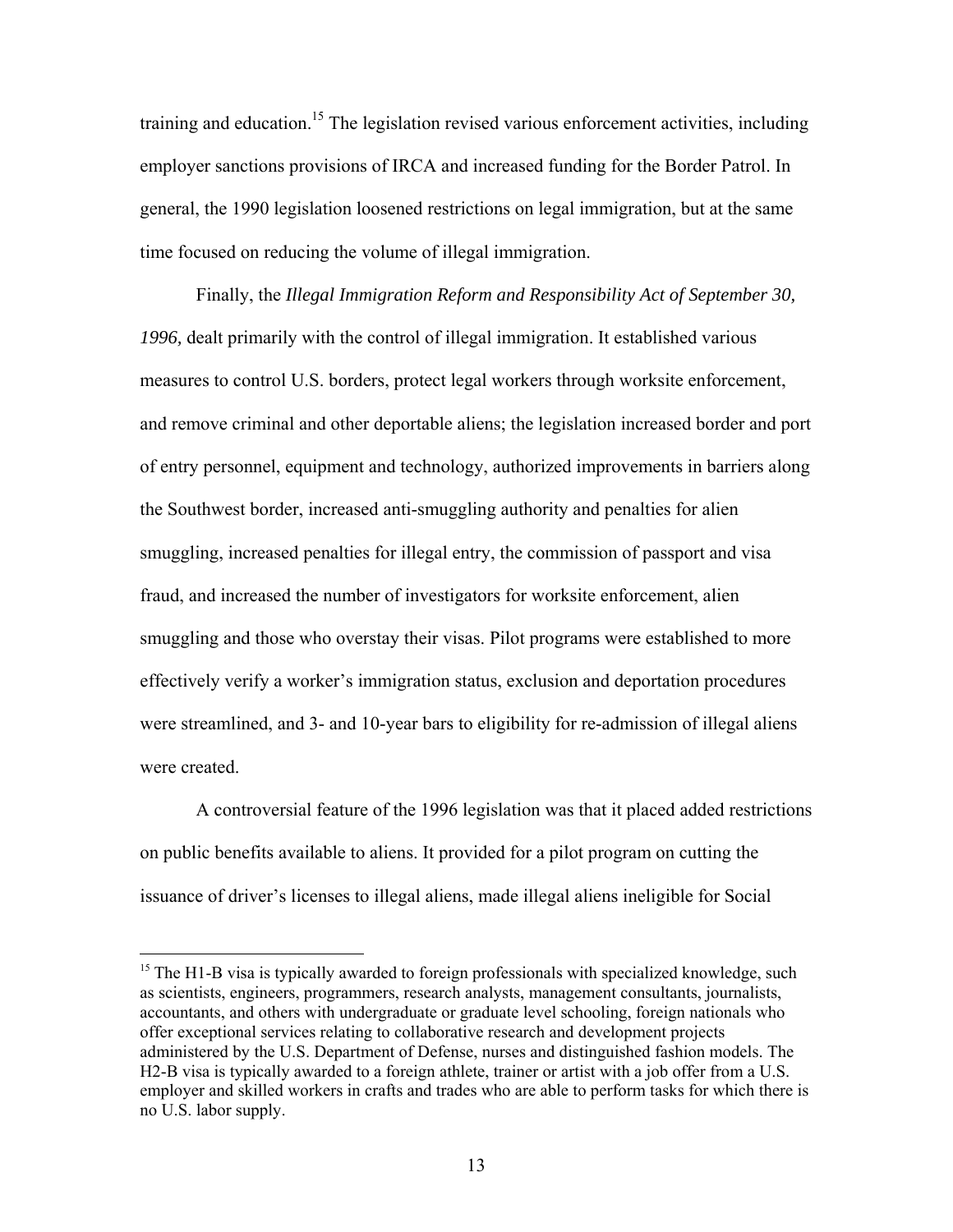training and education.[15] The legislation revised various enforcement activities, including employer sanctions provisions of IRCA and increased funding for the Border Patrol. In general, the 1990 legislation loosened restrictions on legal immigration, but at the same time focused on reducing the volume of illegal immigration.

Finally, the *Illegal Immigration Reform and Responsibility Act of September 30, 1996,* dealt primarily with the control of illegal immigration. It established various measures to control U.S. borders, protect legal workers through worksite enforcement, and remove criminal and other deportable aliens; the legislation increased border and port of entry personnel, equipment and technology, authorized improvements in barriers along the Southwest border, increased anti-smuggling authority and penalties for alien smuggling, increased penalties for illegal entry, the commission of passport and visa fraud, and increased the number of investigators for worksite enforcement, alien smuggling and those who overstay their visas. Pilot programs were established to more effectively verify a worker's immigration status, exclusion and deportation procedures were streamlined, and 3- and 10-year bars to eligibility for re-admission of illegal aliens were created.

A controversial feature of the 1996 legislation was that it placed added restrictions on public benefits available to aliens. It provided for a pilot program on cutting the issuance of driver's licenses to illegal aliens, made illegal aliens ineligible for Social

---

[15] The H1-B visa is typically awarded to foreign professionals with specialized knowledge, such as scientists, engineers, programmers, research analysts, management consultants, journalists, accountants, and others with undergraduate or graduate level schooling, foreign nationals who offer exceptional services relating to collaborative research and development projects administered by the U.S. Department of Defense, nurses and distinguished fashion models. The H2-B visa is typically awarded to a foreign athlete, trainer or artist with a job offer from a U.S. employer and skilled workers in crafts and trades who are able to perform tasks for which there is no U.S. labor supply.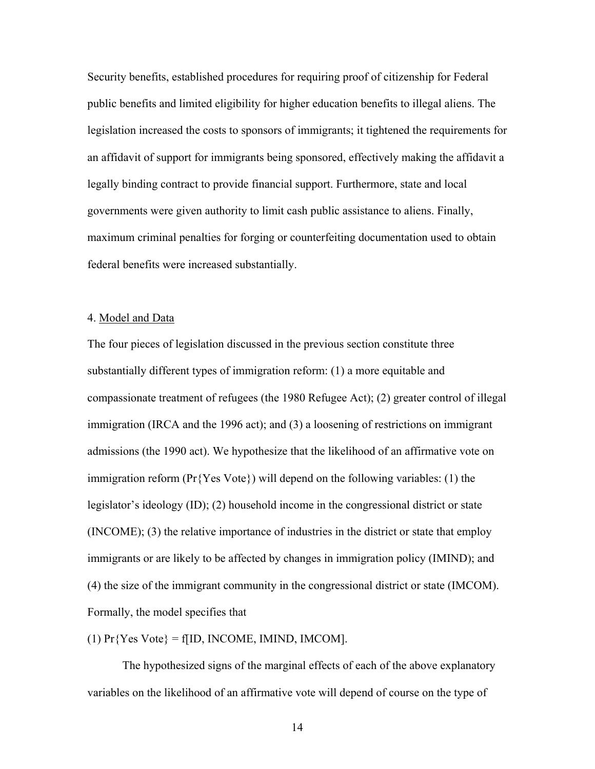Security benefits, established procedures for requiring proof of citizenship for Federal public benefits and limited eligibility for higher education benefits to illegal aliens. The legislation increased the costs to sponsors of immigrants; it tightened the requirements for an affidavit of support for immigrants being sponsored, effectively making the affidavit a legally binding contract to provide financial support. Furthermore, state and local governments were given authority to limit cash public assistance to aliens. Finally, maximum criminal penalties for forging or counterfeiting documentation used to obtain federal benefits were increased substantially.

## 4. Model and Data

The four pieces of legislation discussed in the previous section constitute three substantially different types of immigration reform: (1) a more equitable and compassionate treatment of refugees (the 1980 Refugee Act); (2) greater control of illegal immigration (IRCA and the 1996 act); and (3) a loosening of restrictions on immigrant admissions (the 1990 act). We hypothesize that the likelihood of an affirmative vote on immigration reform (Pr{Yes Vote}) will depend on the following variables: (1) the legislator's ideology (ID); (2) household income in the congressional district or state (INCOME); (3) the relative importance of industries in the district or state that employ immigrants or are likely to be affected by changes in immigration policy (IMIND); and (4) the size of the immigrant community in the congressional district or state (IMCOM). Formally, the model specifies that

(1) $\Pr\{\text{Yes Vote}\} = f[\text{ID, INCOME, IMIND, IMCOM}]$.

The hypothesized signs of the marginal effects of each of the above explanatory variables on the likelihood of an affirmative vote will depend of course on the type of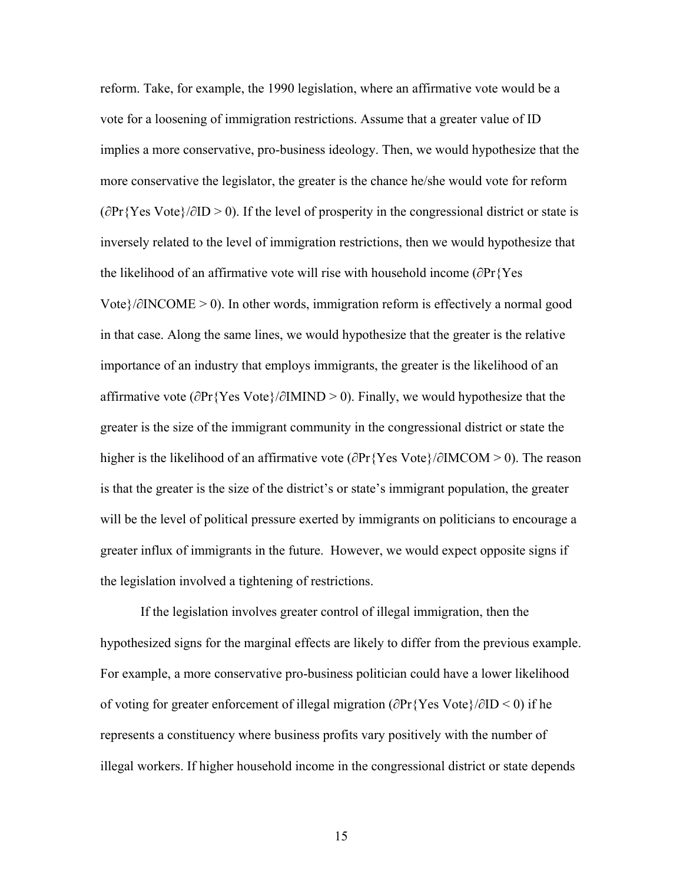reform. Take, for example, the 1990 legislation, where an affirmative vote would be a vote for a loosening of immigration restrictions. Assume that a greater value of ID implies a more conservative, pro-business ideology. Then, we would hypothesize that the more conservative the legislator, the greater is the chance he/she would vote for reform ($\partial \Pr\{\text{Yes Vote}\}/\partial \text{ID} > 0$). If the level of prosperity in the congressional district or state is inversely related to the level of immigration restrictions, then we would hypothesize that the likelihood of an affirmative vote will rise with household income ($\partial \Pr\{\text{Yes Vote}\}/\partial \text{INCOME} > 0$). In other words, immigration reform is effectively a normal good in that case. Along the same lines, we would hypothesize that the greater is the relative importance of an industry that employs immigrants, the greater is the likelihood of an affirmative vote ($\partial \Pr\{\text{Yes Vote}\}/\partial \text{IMIND} > 0$). Finally, we would hypothesize that the greater is the size of the immigrant community in the congressional district or state the higher is the likelihood of an affirmative vote ($\partial \Pr\{\text{Yes Vote}\}/\partial \text{IMCOM} > 0$). The reason is that the greater is the size of the district's or state's immigrant population, the greater will be the level of political pressure exerted by immigrants on politicians to encourage a greater influx of immigrants in the future. However, we would expect opposite signs if the legislation involved a tightening of restrictions.

If the legislation involves greater control of illegal immigration, then the hypothesized signs for the marginal effects are likely to differ from the previous example. For example, a more conservative pro-business politician could have a lower likelihood of voting for greater enforcement of illegal migration ($\partial \Pr\{\text{Yes Vote}\}/\partial \text{ID} < 0$) if he represents a constituency where business profits vary positively with the number of illegal workers. If higher household income in the congressional district or state depends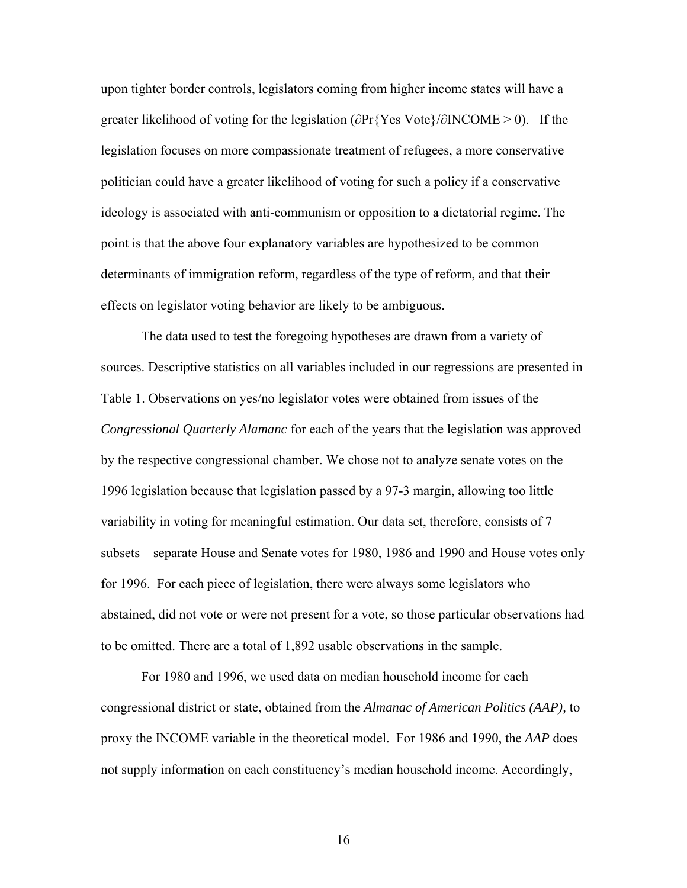upon tighter border controls, legislators coming from higher income states will have a greater likelihood of voting for the legislation ($\partial$Pr{Yes Vote}/$\partial$INCOME > 0). If the legislation focuses on more compassionate treatment of refugees, a more conservative politician could have a greater likelihood of voting for such a policy if a conservative ideology is associated with anti-communism or opposition to a dictatorial regime. The point is that the above four explanatory variables are hypothesized to be common determinants of immigration reform, regardless of the type of reform, and that their effects on legislator voting behavior are likely to be ambiguous.

The data used to test the foregoing hypotheses are drawn from a variety of sources. Descriptive statistics on all variables included in our regressions are presented in Table 1. Observations on yes/no legislator votes were obtained from issues of the *Congressional Quarterly Alamanc* for each of the years that the legislation was approved by the respective congressional chamber. We chose not to analyze senate votes on the 1996 legislation because that legislation passed by a 97-3 margin, allowing too little variability in voting for meaningful estimation. Our data set, therefore, consists of 7 subsets – separate House and Senate votes for 1980, 1986 and 1990 and House votes only for 1996. For each piece of legislation, there were always some legislators who abstained, did not vote or were not present for a vote, so those particular observations had to be omitted. There are a total of 1,892 usable observations in the sample.

For 1980 and 1996, we used data on median household income for each congressional district or state, obtained from the *Almanac of American Politics (AAP),* to proxy the INCOME variable in the theoretical model. For 1986 and 1990, the *AAP* does not supply information on each constituency's median household income. Accordingly,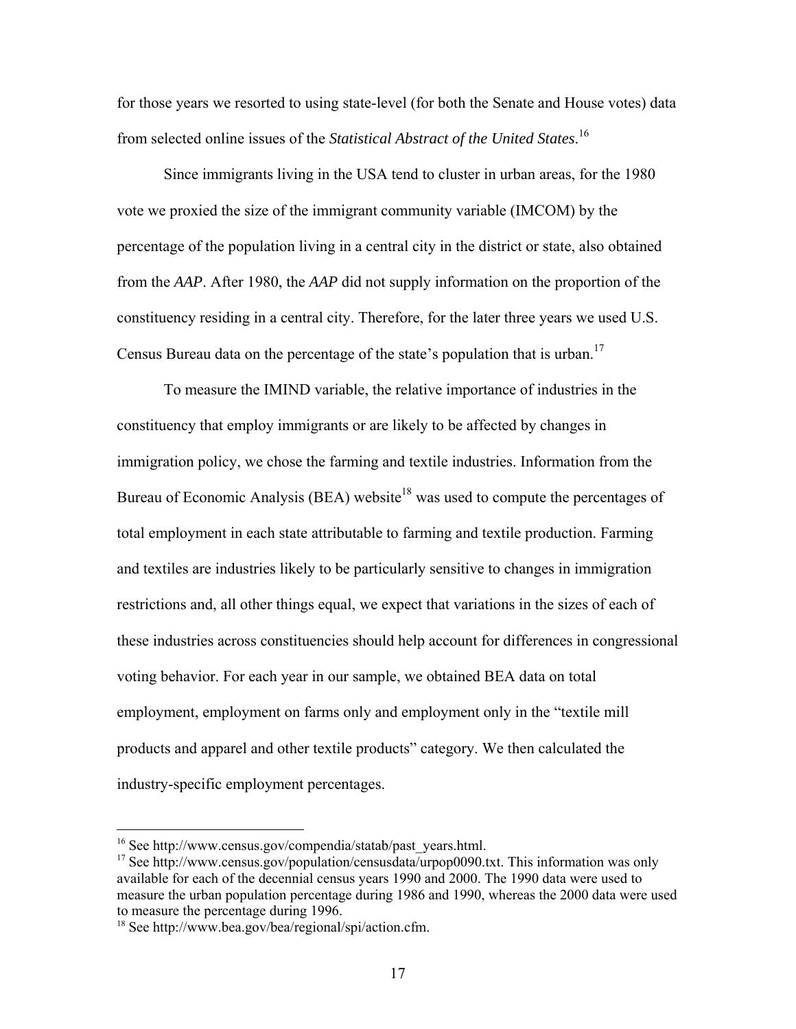for those years we resorted to using state-level (for both the Senate and House votes) data from selected online issues of the *Statistical Abstract of the United States*.[16]

Since immigrants living in the USA tend to cluster in urban areas, for the 1980 vote we proxied the size of the immigrant community variable (IMCOM) by the percentage of the population living in a central city in the district or state, also obtained from the *AAP*. After 1980, the *AAP* did not supply information on the proportion of the constituency residing in a central city. Therefore, for the later three years we used U.S. Census Bureau data on the percentage of the state's population that is urban.[17]

To measure the IMIND variable, the relative importance of industries in the constituency that employ immigrants or are likely to be affected by changes in immigration policy, we chose the farming and textile industries. Information from the Bureau of Economic Analysis (BEA) website[18] was used to compute the percentages of total employment in each state attributable to farming and textile production. Farming and textiles are industries likely to be particularly sensitive to changes in immigration restrictions and, all other things equal, we expect that variations in the sizes of each of these industries across constituencies should help account for differences in congressional voting behavior. For each year in our sample, we obtained BEA data on total employment, employment on farms only and employment only in the "textile mill products and apparel and other textile products" category. We then calculated the industry-specific employment percentages.

---

[16] See http://www.census.gov/compendia/statab/past_years.html.

[17] See http://www.census.gov/population/censusdata/urpop0090.txt. This information was only available for each of the decennial census years 1990 and 2000. The 1990 data were used to measure the urban population percentage during 1986 and 1990, whereas the 2000 data were used to measure the percentage during 1996.

[18] See http://www.bea.gov/bea/regional/spi/action.cfm.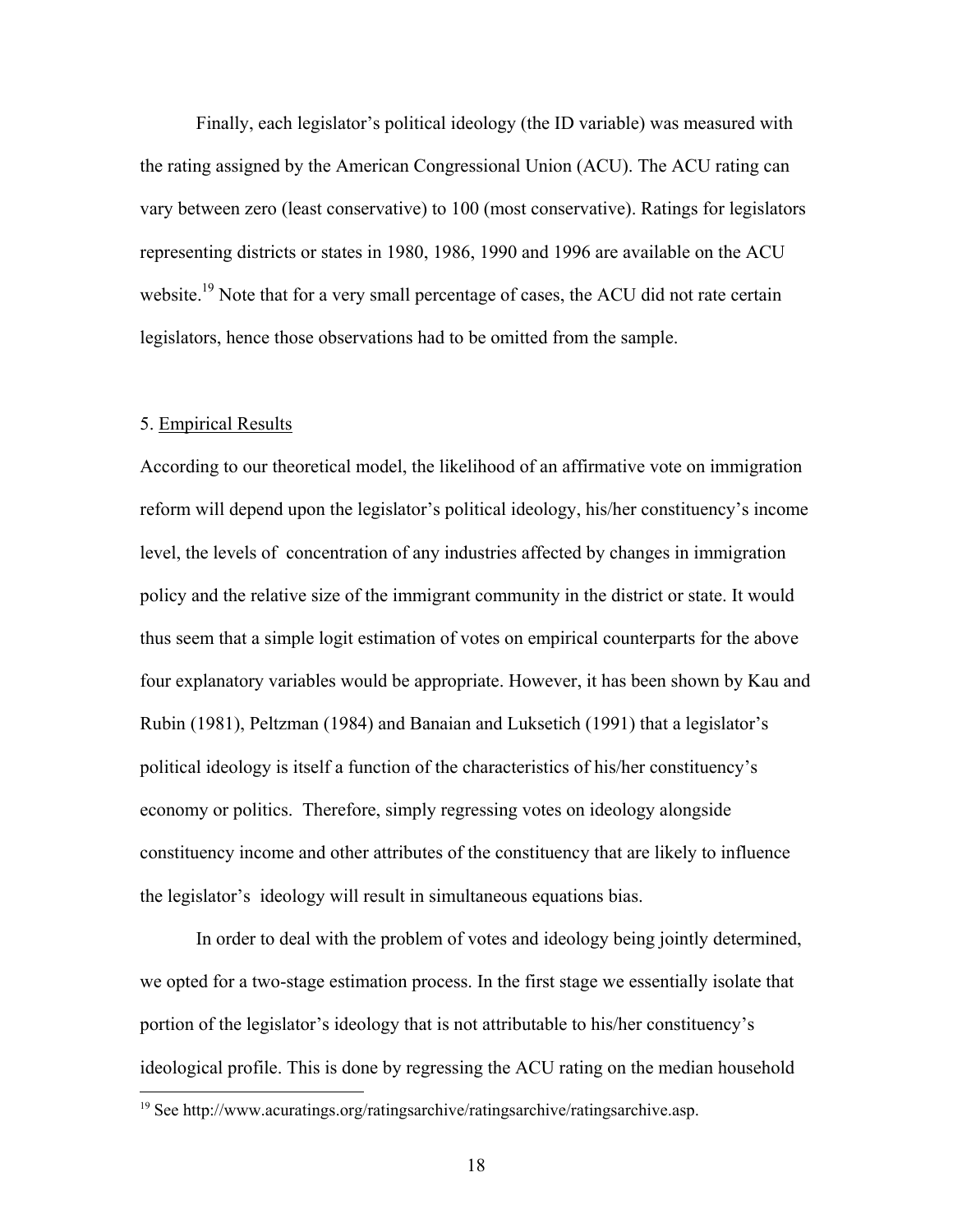Finally, each legislator's political ideology (the ID variable) was measured with the rating assigned by the American Congressional Union (ACU). The ACU rating can vary between zero (least conservative) to 100 (most conservative). Ratings for legislators representing districts or states in 1980, 1986, 1990 and 1996 are available on the ACU website.[19] Note that for a very small percentage of cases, the ACU did not rate certain legislators, hence those observations had to be omitted from the sample.

5. Empirical Results

According to our theoretical model, the likelihood of an affirmative vote on immigration reform will depend upon the legislator's political ideology, his/her constituency's income level, the levels of concentration of any industries affected by changes in immigration policy and the relative size of the immigrant community in the district or state. It would thus seem that a simple logit estimation of votes on empirical counterparts for the above four explanatory variables would be appropriate. However, it has been shown by Kau and Rubin (1981), Peltzman (1984) and Banaian and Luksetich (1991) that a legislator's political ideology is itself a function of the characteristics of his/her constituency's economy or politics. Therefore, simply regressing votes on ideology alongside constituency income and other attributes of the constituency that are likely to influence the legislator's ideology will result in simultaneous equations bias.

In order to deal with the problem of votes and ideology being jointly determined, we opted for a two-stage estimation process. In the first stage we essentially isolate that portion of the legislator's ideology that is not attributable to his/her constituency's ideological profile. This is done by regressing the ACU rating on the median household

[19] See http://www.acuratings.org/ratingsarchive/ratingsarchive/ratingsarchive.asp.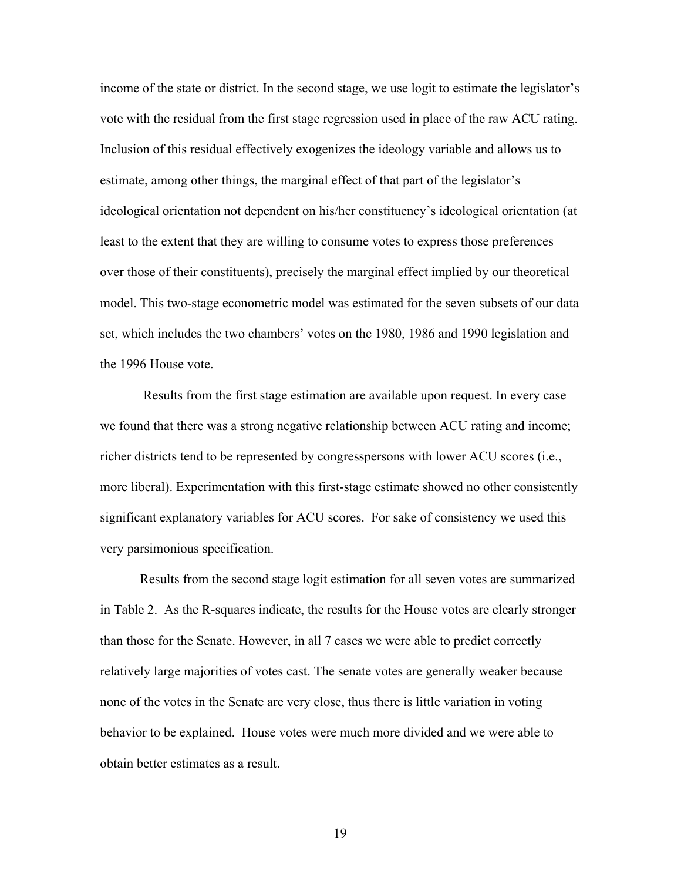income of the state or district. In the second stage, we use logit to estimate the legislator's vote with the residual from the first stage regression used in place of the raw ACU rating. Inclusion of this residual effectively exogenizes the ideology variable and allows us to estimate, among other things, the marginal effect of that part of the legislator's ideological orientation not dependent on his/her constituency's ideological orientation (at least to the extent that they are willing to consume votes to express those preferences over those of their constituents), precisely the marginal effect implied by our theoretical model. This two-stage econometric model was estimated for the seven subsets of our data set, which includes the two chambers' votes on the 1980, 1986 and 1990 legislation and the 1996 House vote.

Results from the first stage estimation are available upon request. In every case we found that there was a strong negative relationship between ACU rating and income; richer districts tend to be represented by congresspersons with lower ACU scores (i.e., more liberal). Experimentation with this first-stage estimate showed no other consistently significant explanatory variables for ACU scores. For sake of consistency we used this very parsimonious specification.

Results from the second stage logit estimation for all seven votes are summarized in Table 2. As the R-squares indicate, the results for the House votes are clearly stronger than those for the Senate. However, in all 7 cases we were able to predict correctly relatively large majorities of votes cast. The senate votes are generally weaker because none of the votes in the Senate are very close, thus there is little variation in voting behavior to be explained. House votes were much more divided and we were able to obtain better estimates as a result.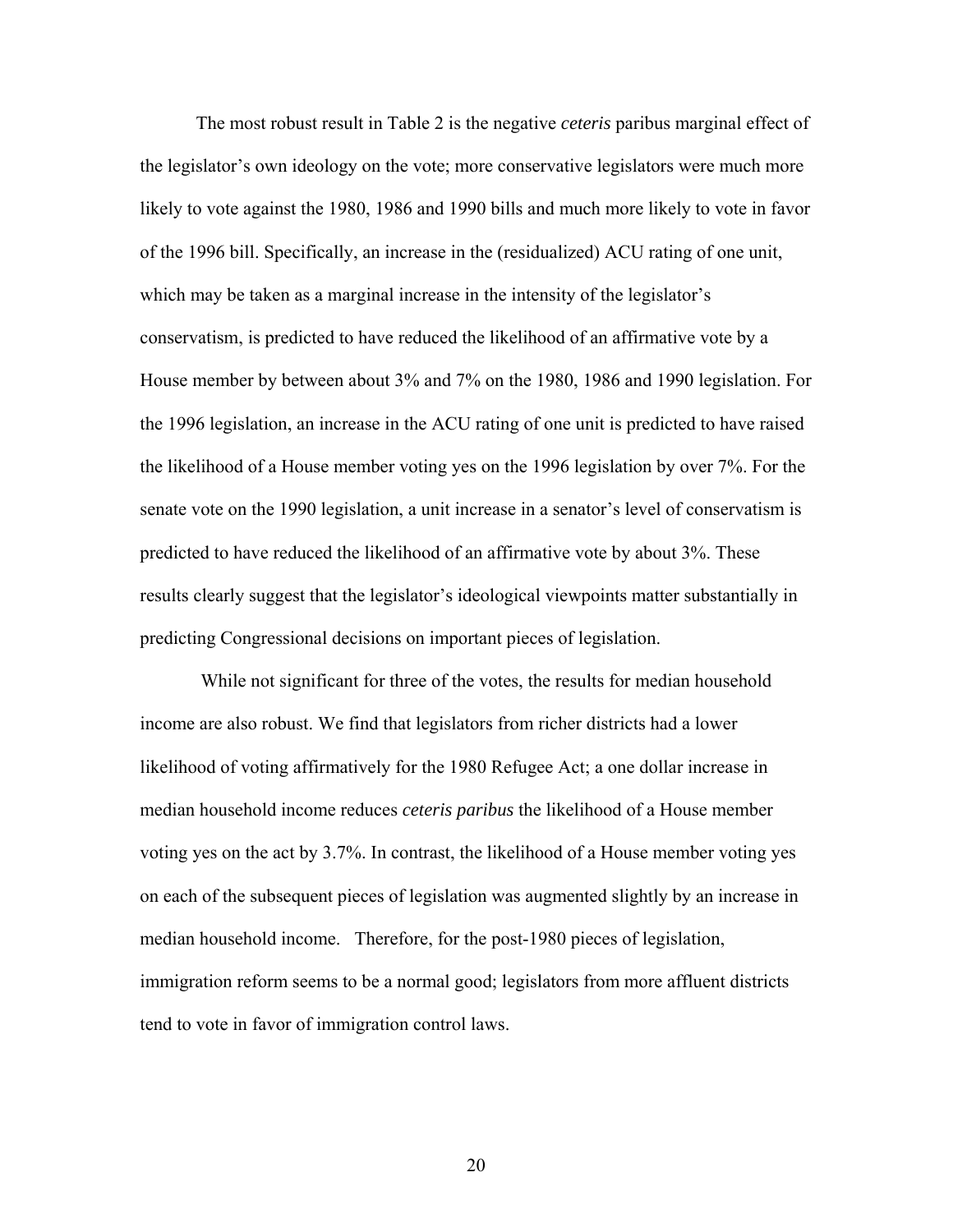The most robust result in Table 2 is the negative *ceteris* paribus marginal effect of the legislator's own ideology on the vote; more conservative legislators were much more likely to vote against the 1980, 1986 and 1990 bills and much more likely to vote in favor of the 1996 bill. Specifically, an increase in the (residualized) ACU rating of one unit, which may be taken as a marginal increase in the intensity of the legislator's conservatism, is predicted to have reduced the likelihood of an affirmative vote by a House member by between about 3% and 7% on the 1980, 1986 and 1990 legislation. For the 1996 legislation, an increase in the ACU rating of one unit is predicted to have raised the likelihood of a House member voting yes on the 1996 legislation by over 7%. For the senate vote on the 1990 legislation, a unit increase in a senator's level of conservatism is predicted to have reduced the likelihood of an affirmative vote by about 3%. These results clearly suggest that the legislator's ideological viewpoints matter substantially in predicting Congressional decisions on important pieces of legislation.

While not significant for three of the votes, the results for median household income are also robust. We find that legislators from richer districts had a lower likelihood of voting affirmatively for the 1980 Refugee Act; a one dollar increase in median household income reduces *ceteris paribus* the likelihood of a House member voting yes on the act by 3.7%. In contrast, the likelihood of a House member voting yes on each of the subsequent pieces of legislation was augmented slightly by an increase in median household income. Therefore, for the post-1980 pieces of legislation, immigration reform seems to be a normal good; legislators from more affluent districts tend to vote in favor of immigration control laws.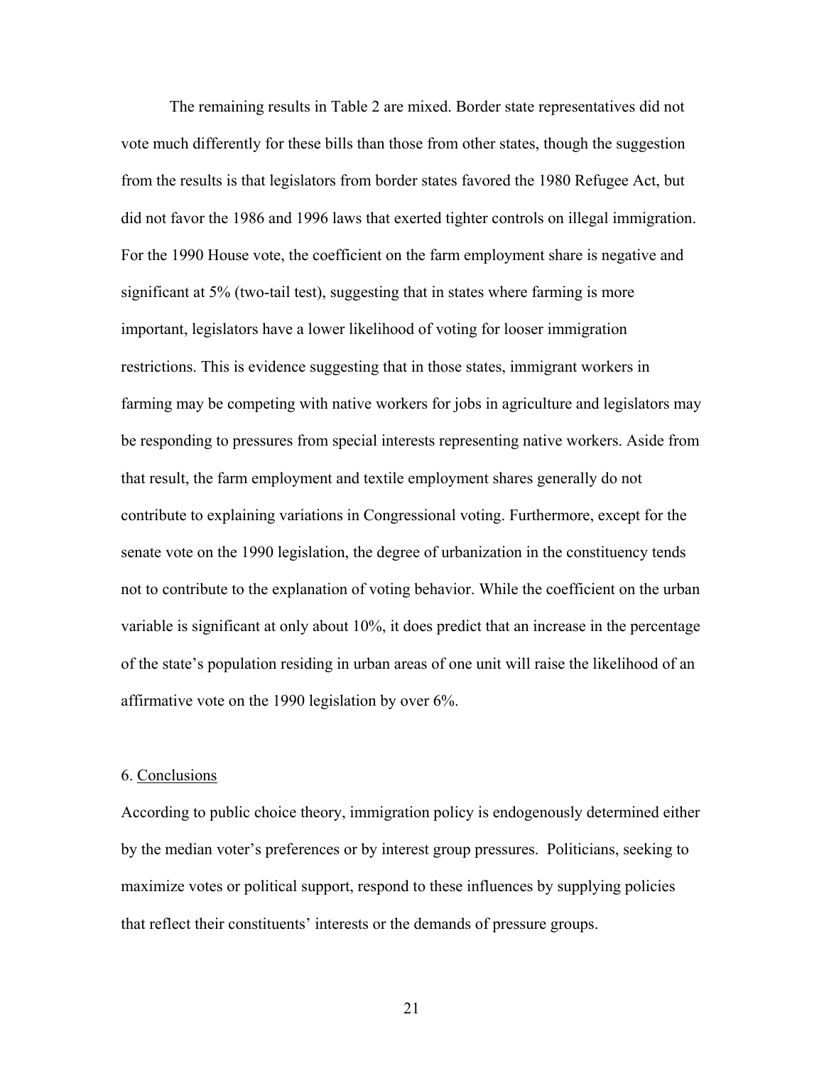The remaining results in Table 2 are mixed. Border state representatives did not vote much differently for these bills than those from other states, though the suggestion from the results is that legislators from border states favored the 1980 Refugee Act, but did not favor the 1986 and 1996 laws that exerted tighter controls on illegal immigration. For the 1990 House vote, the coefficient on the farm employment share is negative and significant at 5% (two-tail test), suggesting that in states where farming is more important, legislators have a lower likelihood of voting for looser immigration restrictions. This is evidence suggesting that in those states, immigrant workers in farming may be competing with native workers for jobs in agriculture and legislators may be responding to pressures from special interests representing native workers. Aside from that result, the farm employment and textile employment shares generally do not contribute to explaining variations in Congressional voting. Furthermore, except for the senate vote on the 1990 legislation, the degree of urbanization in the constituency tends not to contribute to the explanation of voting behavior. While the coefficient on the urban variable is significant at only about 10%, it does predict that an increase in the percentage of the state's population residing in urban areas of one unit will raise the likelihood of an affirmative vote on the 1990 legislation by over 6%.

## 6. Conclusions

According to public choice theory, immigration policy is endogenously determined either by the median voter's preferences or by interest group pressures. Politicians, seeking to maximize votes or political support, respond to these influences by supplying policies that reflect their constituents' interests or the demands of pressure groups.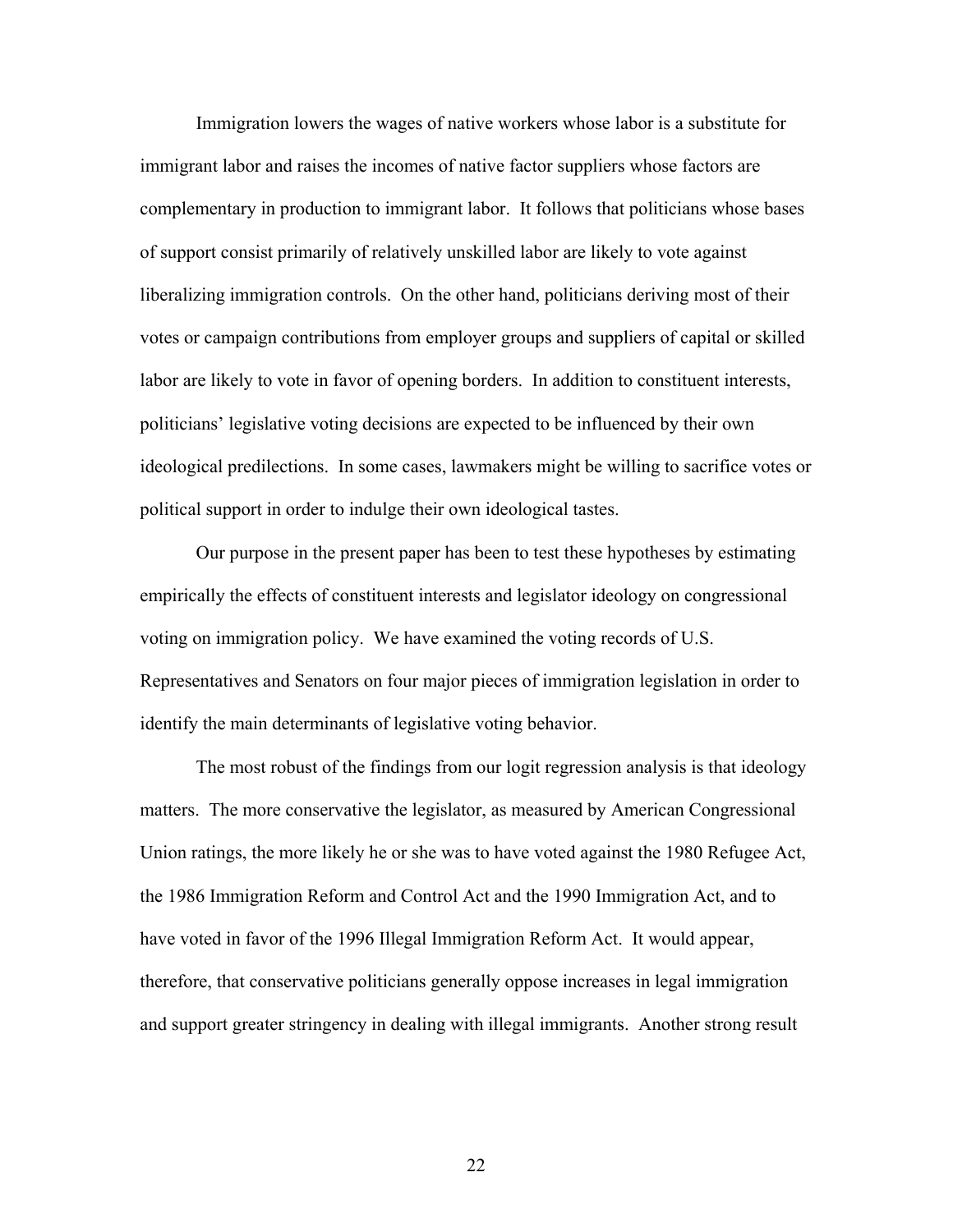Immigration lowers the wages of native workers whose labor is a substitute for immigrant labor and raises the incomes of native factor suppliers whose factors are complementary in production to immigrant labor. It follows that politicians whose bases of support consist primarily of relatively unskilled labor are likely to vote against liberalizing immigration controls. On the other hand, politicians deriving most of their votes or campaign contributions from employer groups and suppliers of capital or skilled labor are likely to vote in favor of opening borders. In addition to constituent interests, politicians' legislative voting decisions are expected to be influenced by their own ideological predilections. In some cases, lawmakers might be willing to sacrifice votes or political support in order to indulge their own ideological tastes.

Our purpose in the present paper has been to test these hypotheses by estimating empirically the effects of constituent interests and legislator ideology on congressional voting on immigration policy. We have examined the voting records of U.S. Representatives and Senators on four major pieces of immigration legislation in order to identify the main determinants of legislative voting behavior.

The most robust of the findings from our logit regression analysis is that ideology matters. The more conservative the legislator, as measured by American Congressional Union ratings, the more likely he or she was to have voted against the 1980 Refugee Act, the 1986 Immigration Reform and Control Act and the 1990 Immigration Act, and to have voted in favor of the 1996 Illegal Immigration Reform Act. It would appear, therefore, that conservative politicians generally oppose increases in legal immigration and support greater stringency in dealing with illegal immigrants. Another strong result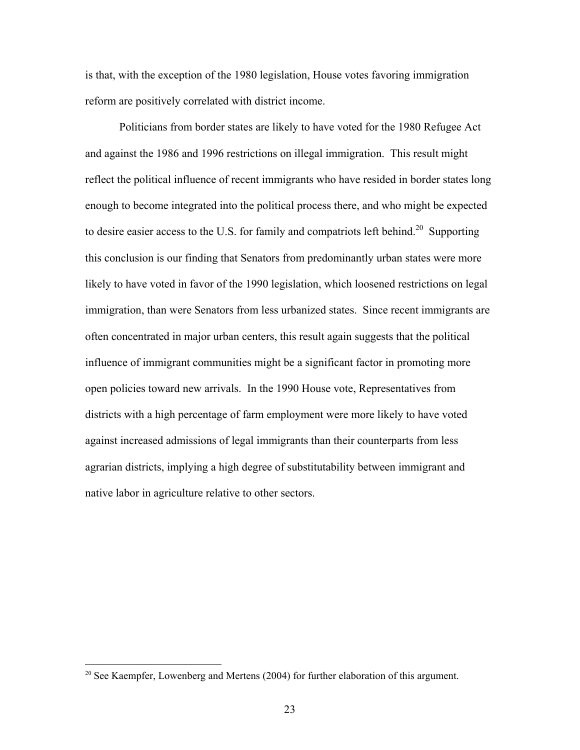is that, with the exception of the 1980 legislation, House votes favoring immigration reform are positively correlated with district income.

Politicians from border states are likely to have voted for the 1980 Refugee Act and against the 1986 and 1996 restrictions on illegal immigration. This result might reflect the political influence of recent immigrants who have resided in border states long enough to become integrated into the political process there, and who might be expected to desire easier access to the U.S. for family and compatriots left behind.[20] Supporting this conclusion is our finding that Senators from predominantly urban states were more likely to have voted in favor of the 1990 legislation, which loosened restrictions on legal immigration, than were Senators from less urbanized states. Since recent immigrants are often concentrated in major urban centers, this result again suggests that the political influence of immigrant communities might be a significant factor in promoting more open policies toward new arrivals. In the 1990 House vote, Representatives from districts with a high percentage of farm employment were more likely to have voted against increased admissions of legal immigrants than their counterparts from less agrarian districts, implying a high degree of substitutability between immigrant and native labor in agriculture relative to other sectors.

---

[20] See Kaempfer, Lowenberg and Mertens (2004) for further elaboration of this argument.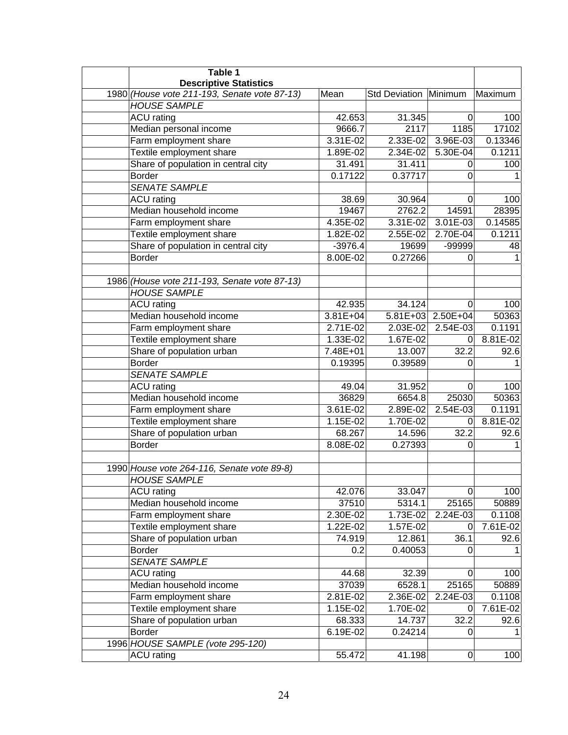| | **Table 1**<br>**Descriptive Statistics** | | | | |
|---|---|---|---|---|---|
| 1980 | *(House vote 211-193, Senate vote 87-13)* | Mean | Std Deviation | Minimum | Maximum |
| | *HOUSE SAMPLE* | | | | |
| | ACU rating | 42.653 | 31.345 | 0 | 100 |
| | Median personal income | 9666.7 | 2117 | 1185 | 17102 |
| | Farm employment share | 3.31E-02 | 2.33E-02 | 3.96E-03 | 0.13346 |
| | Textile employment share | 1.89E-02 | 2.34E-02 | 5.30E-04 | 0.1211 |
| | Share of population in central city | 31.491 | 31.411 | 0 | 100 |
| | Border | 0.17122 | 0.37717 | 0 | 1 |
| | *SENATE SAMPLE* | | | | |
| | ACU rating | 38.69 | 30.964 | 0 | 100 |
| | Median household income | 19467 | 2762.2 | 14591 | 28395 |
| | Farm employment share | 4.35E-02 | 3.31E-02 | 3.01E-03 | 0.14585 |
| | Textile employment share | 1.82E-02 | 2.55E-02 | 2.70E-04 | 0.1211 |
| | Share of population in central city | -3976.4 | 19699 | -99999 | 48 |
| | Border | 8.00E-02 | 0.27266 | 0 | 1 |
| | | | | | |
| 1986 | *(House vote 211-193, Senate vote 87-13)* | | | | |
| | *HOUSE SAMPLE* | | | | |
| | ACU rating | 42.935 | 34.124 | 0 | 100 |
| | Median household income | 3.81E+04 | 5.81E+03 | 2.50E+04 | 50363 |
| | Farm employment share | 2.71E-02 | 2.03E-02 | 2.54E-03 | 0.1191 |
| | Textile employment share | 1.33E-02 | 1.67E-02 | 0 | 8.81E-02 |
| | Share of population urban | 7.48E+01 | 13.007 | 32.2 | 92.6 |
| | Border | 0.19395 | 0.39589 | 0 | 1 |
| | *SENATE SAMPLE* | | | | |
| | ACU rating | 49.04 | 31.952 | 0 | 100 |
| | Median household income | 36829 | 6654.8 | 25030 | 50363 |
| | Farm employment share | 3.61E-02 | 2.89E-02 | 2.54E-03 | 0.1191 |
| | Textile employment share | 1.15E-02 | 1.70E-02 | 0 | 8.81E-02 |
| | Share of population urban | 68.267 | 14.596 | 32.2 | 92.6 |
| | Border | 8.08E-02 | 0.27393 | 0 | 1 |
| | | | | | |
| 1990 | *House vote 264-116, Senate vote 89-8)* | | | | |
| | *HOUSE SAMPLE* | | | | |
| | ACU rating | 42.076 | 33.047 | 0 | 100 |
| | Median household income | 37510 | 5314.1 | 25165 | 50889 |
| | Farm employment share | 2.30E-02 | 1.73E-02 | 2.24E-03 | 0.1108 |
| | Textile employment share | 1.22E-02 | 1.57E-02 | 0 | 7.61E-02 |
| | Share of population urban | 74.919 | 12.861 | 36.1 | 92.6 |
| | Border | 0.2 | 0.40053 | 0 | 1 |
| | *SENATE SAMPLE* | | | | |
| | ACU rating | 44.68 | 32.39 | 0 | 100 |
| | Median household income | 37039 | 6528.1 | 25165 | 50889 |
| | Farm employment share | 2.81E-02 | 2.36E-02 | 2.24E-03 | 0.1108 |
| | Textile employment share | 1.15E-02 | 1.70E-02 | 0 | 7.61E-02 |
| | Share of population urban | 68.333 | 14.737 | 32.2 | 92.6 |
| | Border | 6.19E-02 | 0.24214 | 0 | 1 |
| 1996 | *HOUSE SAMPLE (vote 295-120)* | | | | |
| | ACU rating | 55.472 | 41.198 | 0 | 100 |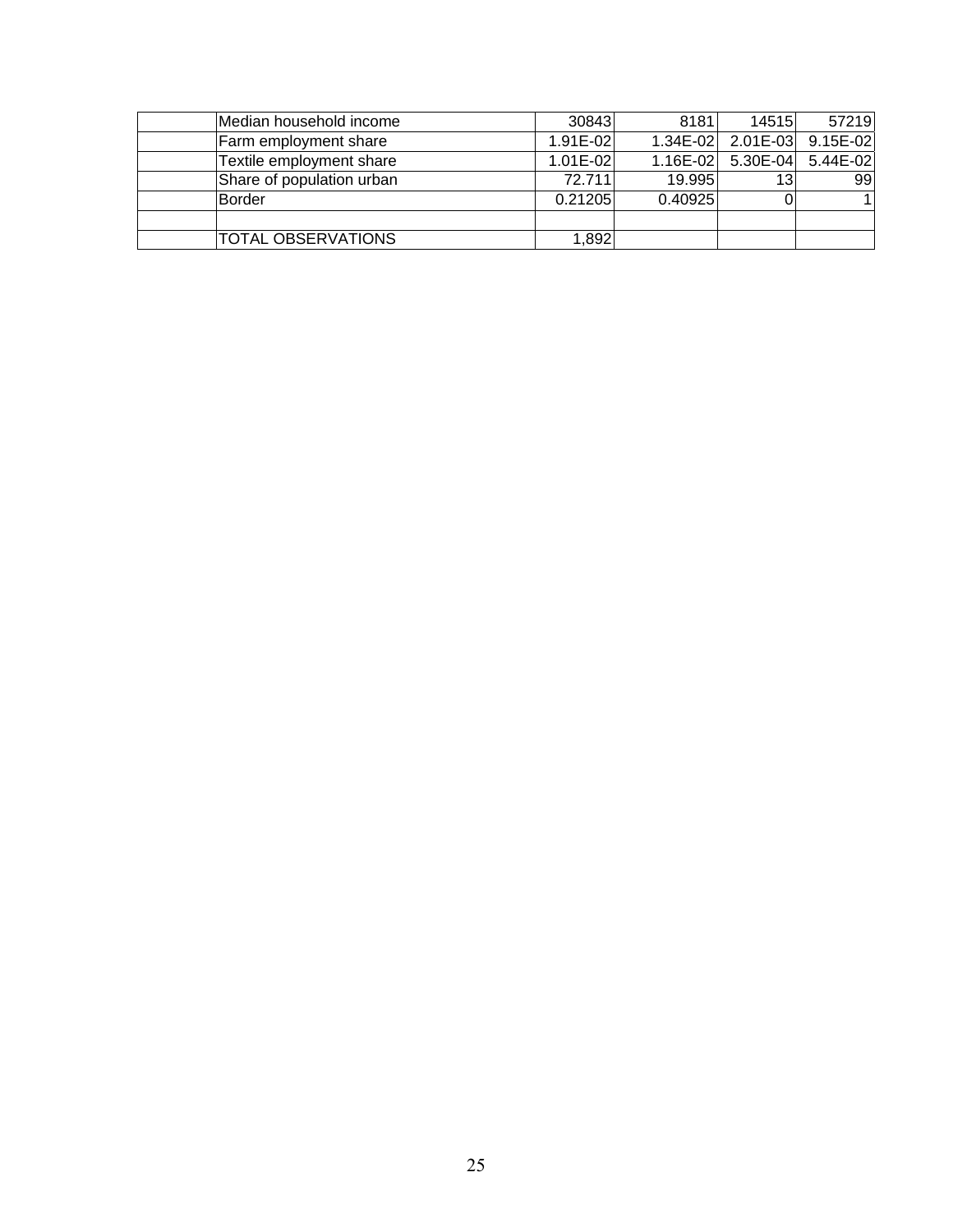| | | | | | |
|---|---|---|---|---|---|
| | Median household income | 30843 | 8181 | 14515 | 57219 |
| | Farm employment share | 1.91E-02 | 1.34E-02 | 2.01E-03 | 9.15E-02 |
| | Textile employment share | 1.01E-02 | 1.16E-02 | 5.30E-04 | 5.44E-02 |
| | Share of population urban | 72.711 | 19.995 | 13 | 99 |
| | Border | 0.21205 | 0.40925 | 0 | 1 |
| | | | | | |
| | TOTAL OBSERVATIONS | 1,892 | | | |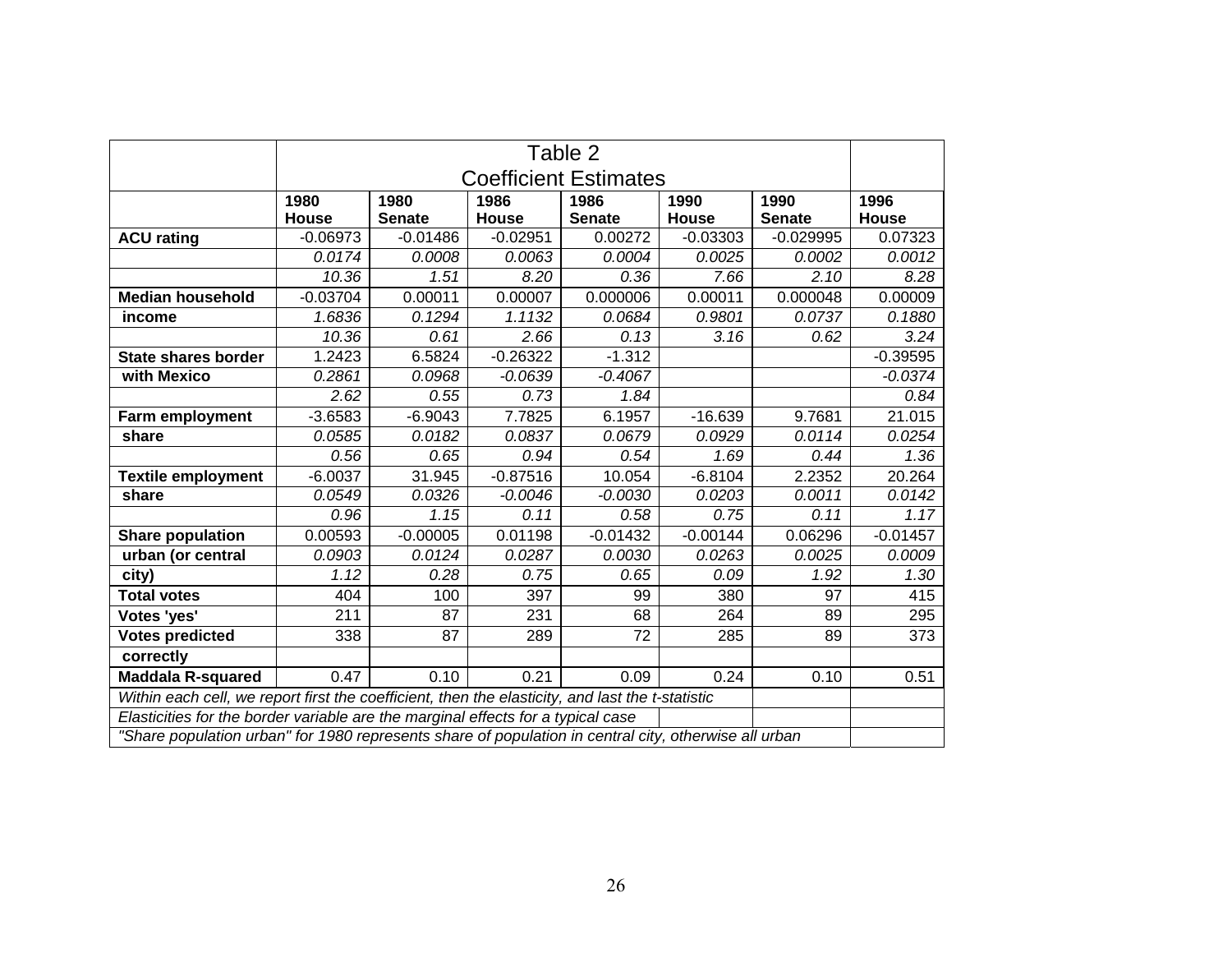# Table 2
## Coefficient Estimates

| | 1980 House | 1980 Senate | 1986 House | 1986 Senate | 1990 House | 1990 Senate | 1996 House |
|---|---|---|---|---|---|---|---|
| **ACU rating** | -0.06973 | -0.01486 | -0.02951 | 0.00272 | -0.03303 | -0.029995 | 0.07323 |
| | *0.0174* | *0.0008* | *0.0063* | *0.0004* | *0.0025* | *0.0002* | *0.0012* |
| | *10.36* | *1.51* | *8.20* | *0.36* | *7.66* | *2.10* | *8.28* |
| **Median household income** | -0.03704 | 0.00011 | 0.00007 | 0.000006 | 0.00011 | 0.000048 | 0.00009 |
| | *1.6836* | *0.1294* | *1.1132* | *0.0684* | *0.9801* | *0.0737* | *0.1880* |
| | *10.36* | *0.61* | *2.66* | *0.13* | *3.16* | *0.62* | *3.24* |
| **State shares border with Mexico** | 1.2423 | 6.5824 | -0.26322 | -1.312 | | | -0.39595 |
| | *0.2861* | *0.0968* | *-0.0639* | *-0.4067* | | | *-0.0374* |
| | *2.62* | *0.55* | *0.73* | *1.84* | | | *0.84* |
| **Farm employment share** | -3.6583 | -6.9043 | 7.7825 | 6.1957 | -16.639 | 9.7681 | 21.015 |
| | *0.0585* | *0.0182* | *0.0837* | *0.0679* | *0.0929* | *0.0114* | *0.0254* |
| | *0.56* | *0.65* | *0.94* | *0.54* | *1.69* | *0.44* | *1.36* |
| **Textile employment share** | -6.0037 | 31.945 | -0.87516 | 10.054 | -6.8104 | 2.2352 | 20.264 |
| | *0.0549* | *0.0326* | *-0.0046* | *-0.0030* | *0.0203* | *0.0011* | *0.0142* |
| | *0.96* | *1.15* | *0.11* | *0.58* | *0.75* | *0.11* | *1.17* |
| **Share population urban (or central city)** | 0.00593 | -0.00005 | 0.01198 | -0.01432 | -0.00144 | 0.06296 | -0.01457 |
| | *0.0903* | *0.0124* | *0.0287* | *0.0030* | *0.0263* | *0.0025* | *0.0009* |
| | *1.12* | *0.28* | *0.75* | *0.65* | *0.09* | *1.92* | *1.30* |
| **Total votes** | 404 | 100 | 397 | 99 | 380 | 97 | 415 |
| **Votes 'yes'** | 211 | 87 | 231 | 68 | 264 | 89 | 295 |
| **Votes predicted correctly** | 338 | 87 | 289 | 72 | 285 | 89 | 373 |
| **Maddala R-squared** | 0.47 | 0.10 | 0.21 | 0.09 | 0.24 | 0.10 | 0.51 |

*Within each cell, we report first the coefficient, then the elasticity, and last the t-statistic*

*Elasticities for the border variable are the marginal effects for a typical case*

*"Share population urban" for 1980 represents share of population in central city, otherwise all urban*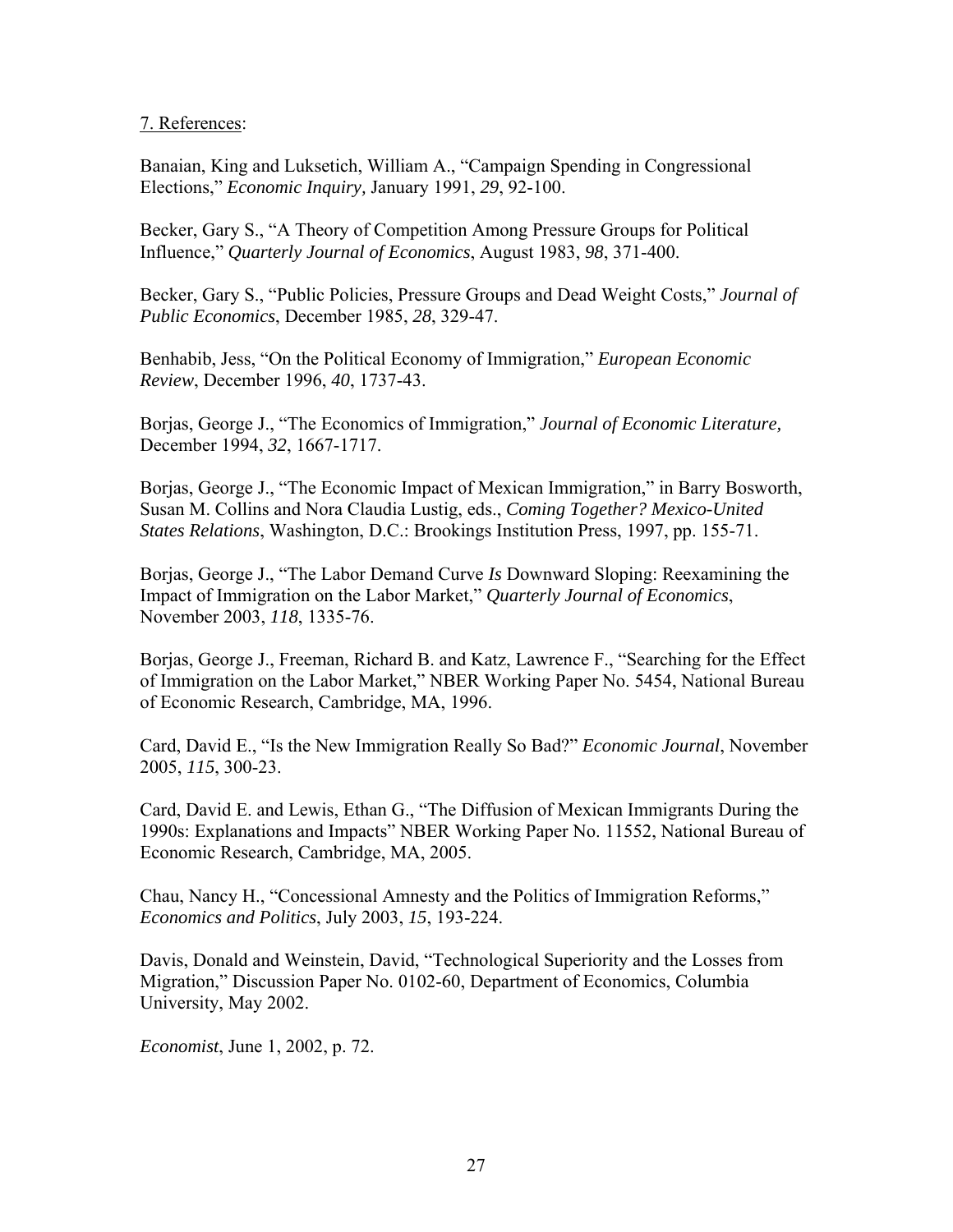7. References:

Banaian, King and Luksetich, William A., “Campaign Spending in Congressional Elections,” *Economic Inquiry,* January 1991, *29*, 92-100.

Becker, Gary S., “A Theory of Competition Among Pressure Groups for Political Influence,” *Quarterly Journal of Economics*, August 1983, *98*, 371-400.

Becker, Gary S., “Public Policies, Pressure Groups and Dead Weight Costs,” *Journal of Public Economics*, December 1985, *28*, 329-47.

Benhabib, Jess, “On the Political Economy of Immigration,” *European Economic Review*, December 1996, *40*, 1737-43.

Borjas, George J., “The Economics of Immigration,” *Journal of Economic Literature,* December 1994, *32*, 1667-1717.

Borjas, George J., “The Economic Impact of Mexican Immigration,” in Barry Bosworth, Susan M. Collins and Nora Claudia Lustig, eds., *Coming Together? Mexico-United States Relations*, Washington, D.C.: Brookings Institution Press, 1997, pp. 155-71.

Borjas, George J., “The Labor Demand Curve *Is* Downward Sloping: Reexamining the Impact of Immigration on the Labor Market,” *Quarterly Journal of Economics*, November 2003, *118*, 1335-76.

Borjas, George J., Freeman, Richard B. and Katz, Lawrence F., “Searching for the Effect of Immigration on the Labor Market,” NBER Working Paper No. 5454, National Bureau of Economic Research, Cambridge, MA, 1996.

Card, David E., “Is the New Immigration Really So Bad?” *Economic Journal*, November 2005, *115*, 300-23.

Card, David E. and Lewis, Ethan G., “The Diffusion of Mexican Immigrants During the 1990s: Explanations and Impacts” NBER Working Paper No. 11552, National Bureau of Economic Research, Cambridge, MA, 2005.

Chau, Nancy H., “Concessional Amnesty and the Politics of Immigration Reforms,” *Economics and Politics*, July 2003, *15*, 193-224.

Davis, Donald and Weinstein, David, “Technological Superiority and the Losses from Migration,” Discussion Paper No. 0102-60, Department of Economics, Columbia University, May 2002.

*Economist*, June 1, 2002, p. 72.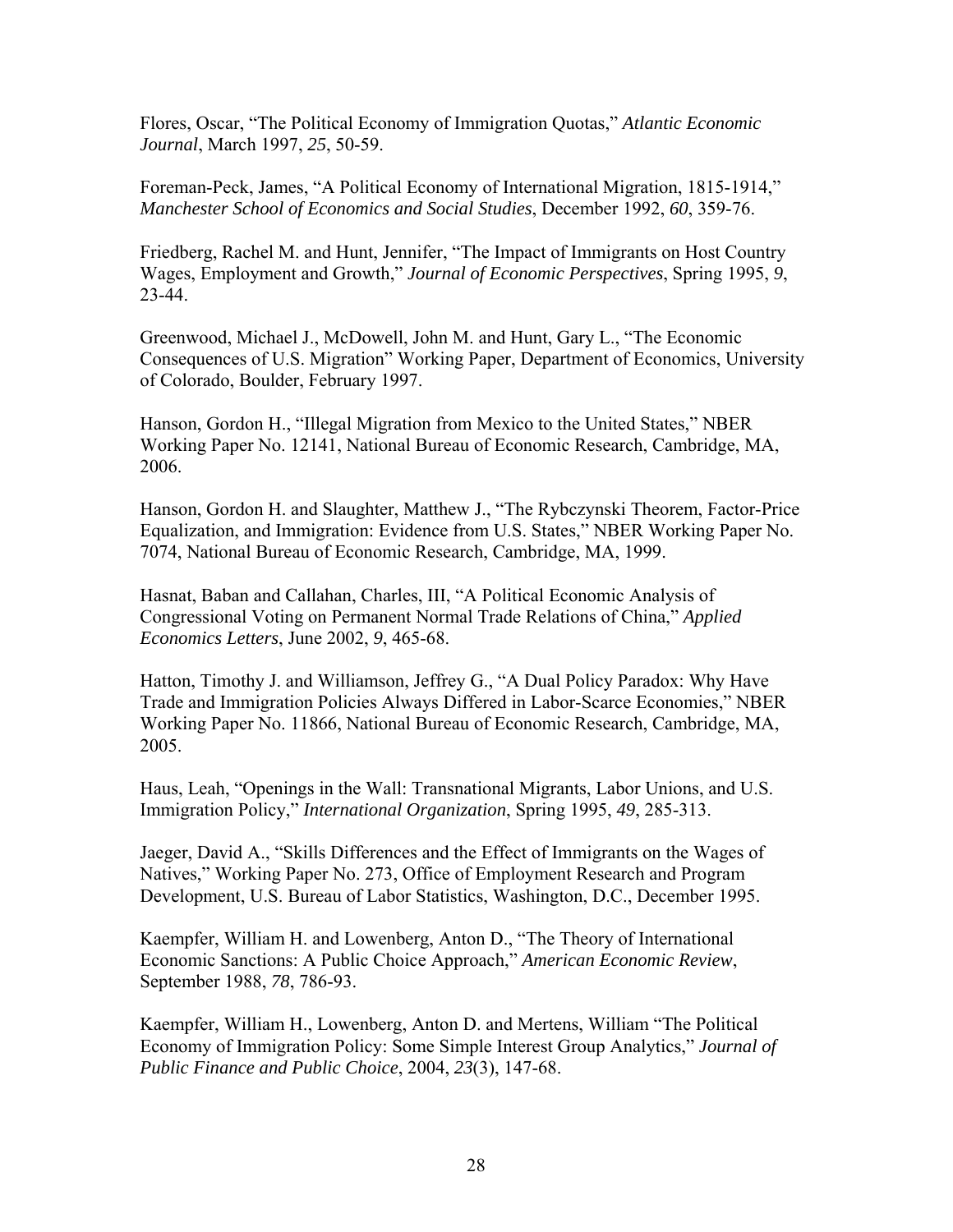Flores, Oscar, “The Political Economy of Immigration Quotas,” *Atlantic Economic Journal*, March 1997, *25*, 50-59.

Foreman-Peck, James, “A Political Economy of International Migration, 1815-1914,” *Manchester School of Economics and Social Studies*, December 1992, *60*, 359-76.

Friedberg, Rachel M. and Hunt, Jennifer, “The Impact of Immigrants on Host Country Wages, Employment and Growth,” *Journal of Economic Perspectives*, Spring 1995, *9*, 23-44.

Greenwood, Michael J., McDowell, John M. and Hunt, Gary L., “The Economic Consequences of U.S. Migration” Working Paper, Department of Economics, University of Colorado, Boulder, February 1997.

Hanson, Gordon H., “Illegal Migration from Mexico to the United States,” NBER Working Paper No. 12141, National Bureau of Economic Research, Cambridge, MA, 2006.

Hanson, Gordon H. and Slaughter, Matthew J., “The Rybczynski Theorem, Factor-Price Equalization, and Immigration: Evidence from U.S. States,” NBER Working Paper No. 7074, National Bureau of Economic Research, Cambridge, MA, 1999.

Hasnat, Baban and Callahan, Charles, III, “A Political Economic Analysis of Congressional Voting on Permanent Normal Trade Relations of China,” *Applied Economics Letters*, June 2002, *9*, 465-68.

Hatton, Timothy J. and Williamson, Jeffrey G., “A Dual Policy Paradox: Why Have Trade and Immigration Policies Always Differed in Labor-Scarce Economies,” NBER Working Paper No. 11866, National Bureau of Economic Research, Cambridge, MA, 2005.

Haus, Leah, “Openings in the Wall: Transnational Migrants, Labor Unions, and U.S. Immigration Policy,” *International Organization*, Spring 1995, *49*, 285-313.

Jaeger, David A., “Skills Differences and the Effect of Immigrants on the Wages of Natives,” Working Paper No. 273, Office of Employment Research and Program Development, U.S. Bureau of Labor Statistics, Washington, D.C., December 1995.

Kaempfer, William H. and Lowenberg, Anton D., “The Theory of International Economic Sanctions: A Public Choice Approach,” *American Economic Review*, September 1988, *78*, 786-93.

Kaempfer, William H., Lowenberg, Anton D. and Mertens, William “The Political Economy of Immigration Policy: Some Simple Interest Group Analytics,” *Journal of Public Finance and Public Choice*, 2004, *23*(3), 147-68.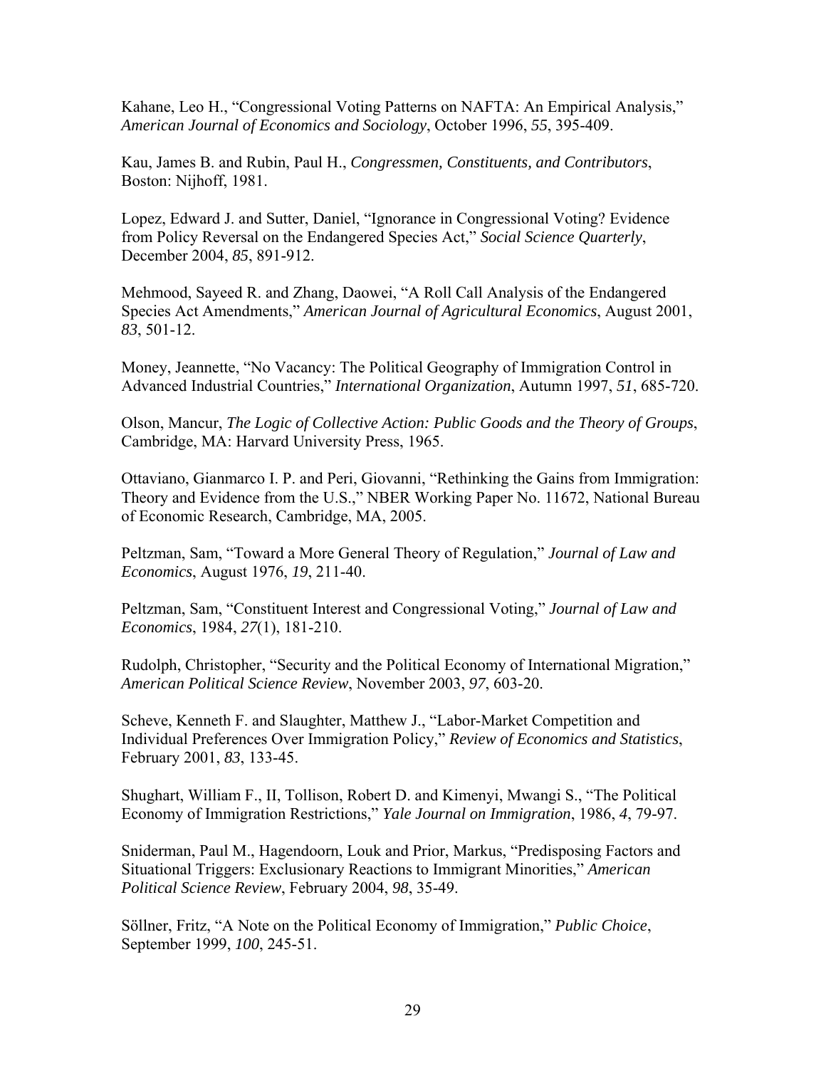Kahane, Leo H., "Congressional Voting Patterns on NAFTA: An Empirical Analysis," *American Journal of Economics and Sociology*, October 1996, *55*, 395-409.

Kau, James B. and Rubin, Paul H., *Congressmen, Constituents, and Contributors*, Boston: Nijhoff, 1981.

Lopez, Edward J. and Sutter, Daniel, "Ignorance in Congressional Voting? Evidence from Policy Reversal on the Endangered Species Act," *Social Science Quarterly*, December 2004, *85*, 891-912.

Mehmood, Sayeed R. and Zhang, Daowei, "A Roll Call Analysis of the Endangered Species Act Amendments," *American Journal of Agricultural Economics*, August 2001, *83*, 501-12.

Money, Jeannette, "No Vacancy: The Political Geography of Immigration Control in Advanced Industrial Countries," *International Organization*, Autumn 1997, *51*, 685-720.

Olson, Mancur, *The Logic of Collective Action: Public Goods and the Theory of Groups*, Cambridge, MA: Harvard University Press, 1965.

Ottaviano, Gianmarco I. P. and Peri, Giovanni, "Rethinking the Gains from Immigration: Theory and Evidence from the U.S.," NBER Working Paper No. 11672, National Bureau of Economic Research, Cambridge, MA, 2005.

Peltzman, Sam, "Toward a More General Theory of Regulation," *Journal of Law and Economics*, August 1976, *19*, 211-40.

Peltzman, Sam, "Constituent Interest and Congressional Voting," *Journal of Law and Economics*, 1984, *27*(1), 181-210.

Rudolph, Christopher, "Security and the Political Economy of International Migration," *American Political Science Review*, November 2003, *97*, 603-20.

Scheve, Kenneth F. and Slaughter, Matthew J., "Labor-Market Competition and Individual Preferences Over Immigration Policy," *Review of Economics and Statistics*, February 2001, *83*, 133-45.

Shughart, William F., II, Tollison, Robert D. and Kimenyi, Mwangi S., "The Political Economy of Immigration Restrictions," *Yale Journal on Immigration*, 1986, *4*, 79-97.

Sniderman, Paul M., Hagendoorn, Louk and Prior, Markus, "Predisposing Factors and Situational Triggers: Exclusionary Reactions to Immigrant Minorities," *American Political Science Review*, February 2004, *98*, 35-49.

Söllner, Fritz, "A Note on the Political Economy of Immigration," *Public Choice*, September 1999, *100*, 245-51.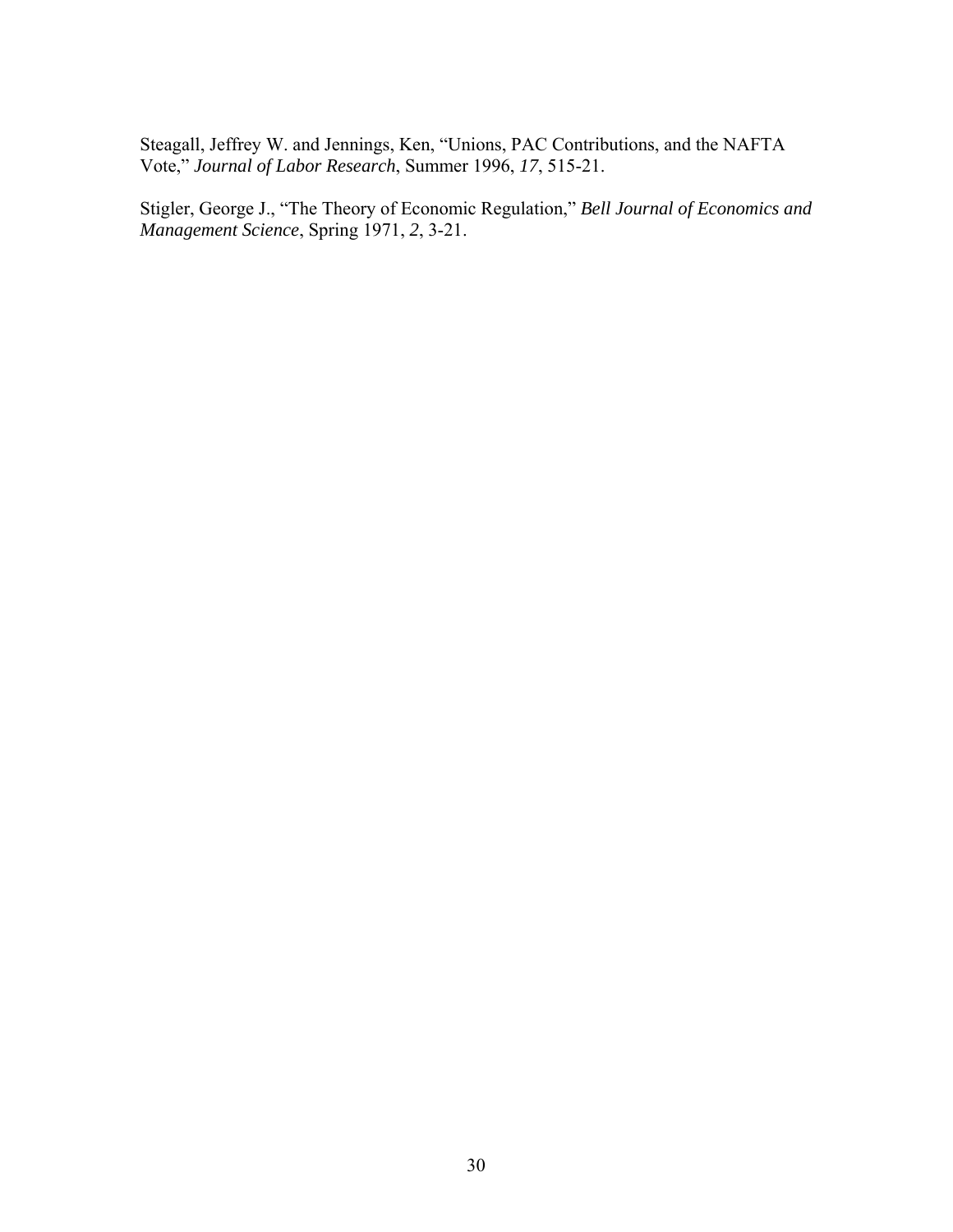Steagall, Jeffrey W. and Jennings, Ken, "Unions, PAC Contributions, and the NAFTA Vote," *Journal of Labor Research*, Summer 1996, *17*, 515-21.

Stigler, George J., "The Theory of Economic Regulation," *Bell Journal of Economics and Management Science*, Spring 1971, *2*, 3-21.